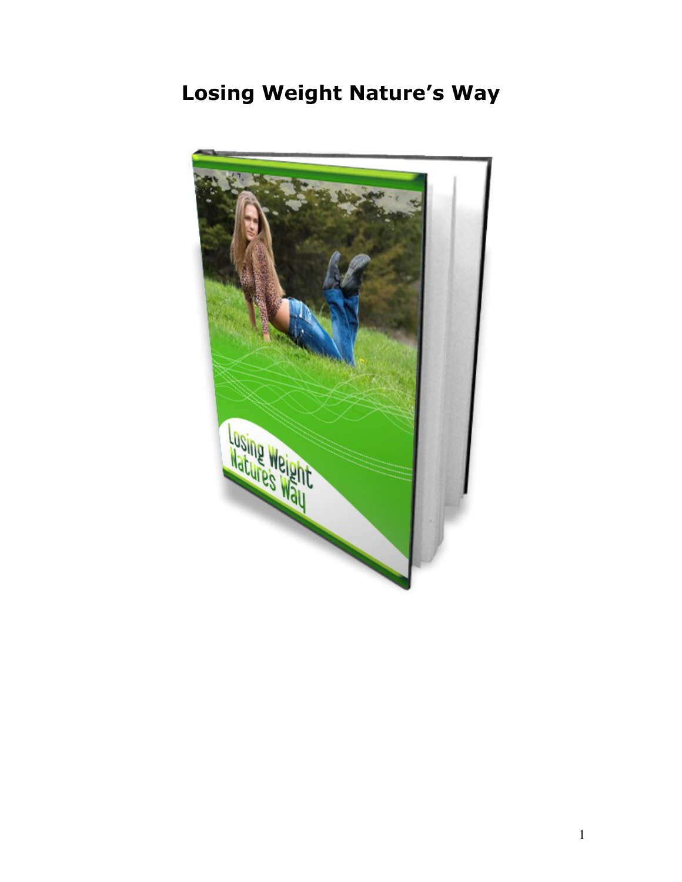# Losing Weight Nature's Way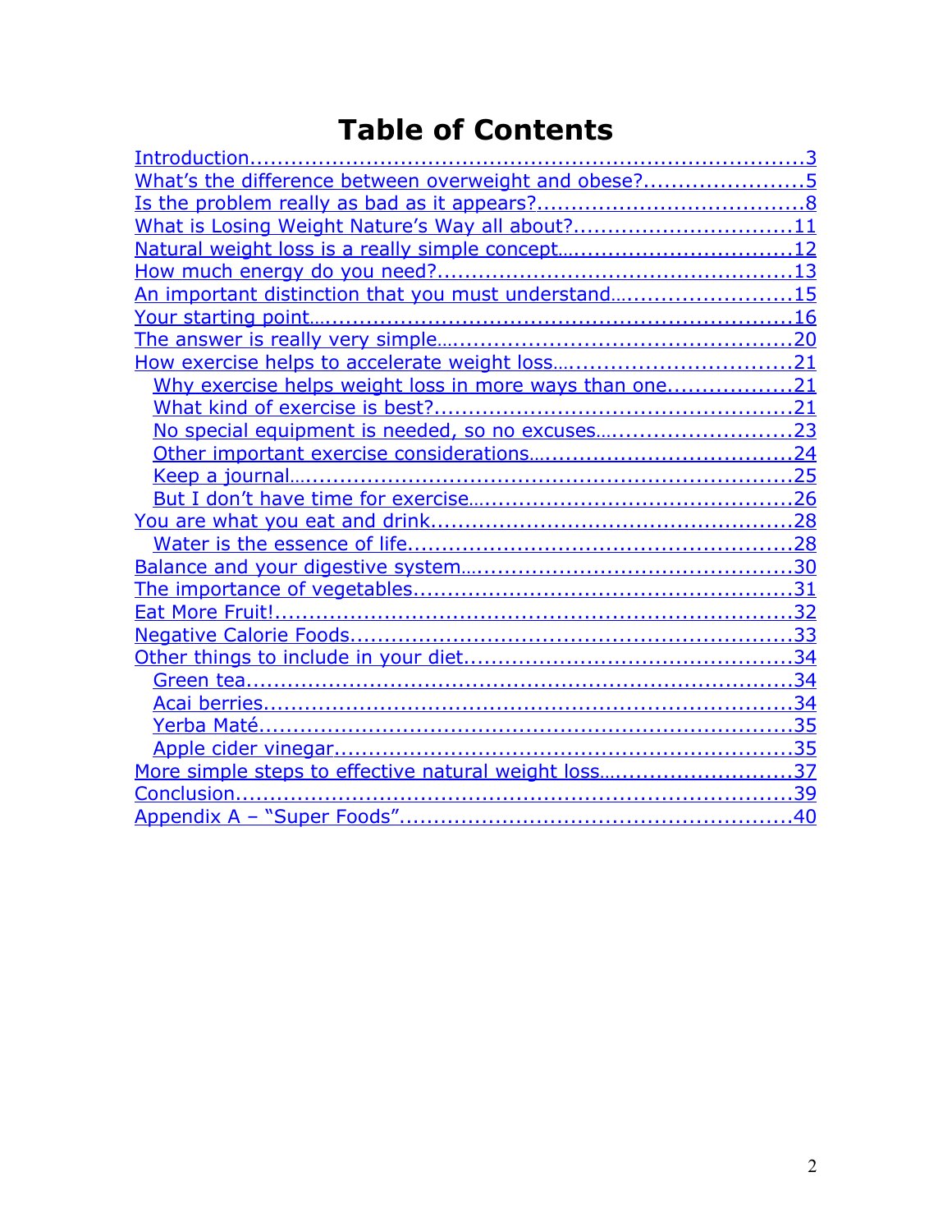# Table of Contents

- Introduction....................................................................................3
- What's the difference between overweight and obese?.......................5
- Is the problem really as bad as it appears?......................................8
- What is Losing Weight Nature's Way all about?...............................11
- Natural weight loss is a really simple concept.................................12
- How much energy do you need?...................................................13
- An important distinction that you must understand..........................15
- Your starting point......................................................................16
- The answer is really very simple...................................................20
- How exercise helps to accelerate weight loss..................................21
  - Why exercise helps weight loss in more ways than one..................21
  - What kind of exercise is best?...................................................21
  - No special equipment is needed, so no excuses............................23
  - Other important exercise considerations......................................24
  - Keep a journal........................................................................25
  - But I don't have time for exercise...............................................26
- You are what you eat and drink....................................................28
  - Water is the essence of life.......................................................28
- Balance and your digestive system...............................................30
- The importance of vegetables.......................................................31
- Eat More Fruit!...........................................................................32
- Negative Calorie Foods................................................................33
- Other things to include in your diet...............................................34
  - Green tea...............................................................................34
  - Acai berries............................................................................34
  - Yerba Maté.............................................................................35
  - Apple cider vinegar..................................................................35
- More simple steps to effective natural weight loss............................37
- Conclusion.................................................................................39
- Appendix A – "Super Foods".........................................................40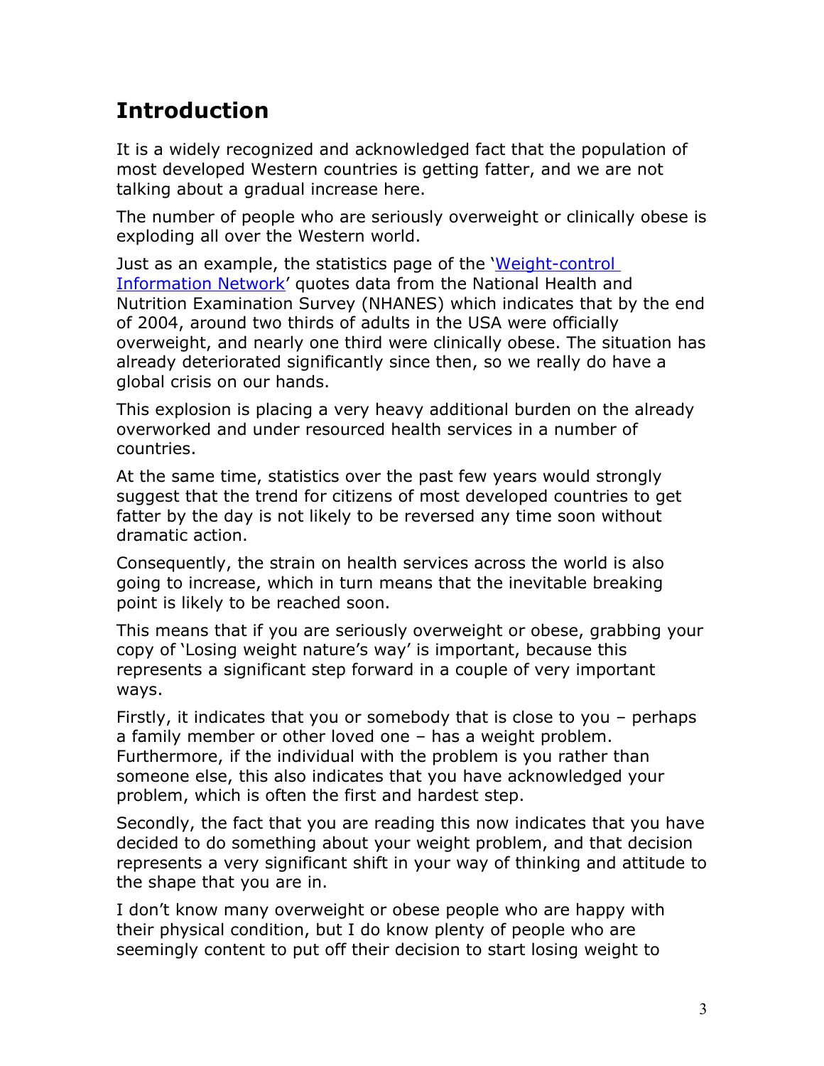## Introduction

It is a widely recognized and acknowledged fact that the population of most developed Western countries is getting fatter, and we are not talking about a gradual increase here.

The number of people who are seriously overweight or clinically obese is exploding all over the Western world.

Just as an example, the statistics page of the '[Weight-control Information Network]()' quotes data from the National Health and Nutrition Examination Survey (NHANES) which indicates that by the end of 2004, around two thirds of adults in the USA were officially overweight, and nearly one third were clinically obese. The situation has already deteriorated significantly since then, so we really do have a global crisis on our hands.

This explosion is placing a very heavy additional burden on the already overworked and under resourced health services in a number of countries.

At the same time, statistics over the past few years would strongly suggest that the trend for citizens of most developed countries to get fatter by the day is not likely to be reversed any time soon without dramatic action.

Consequently, the strain on health services across the world is also going to increase, which in turn means that the inevitable breaking point is likely to be reached soon.

This means that if you are seriously overweight or obese, grabbing your copy of 'Losing weight nature's way' is important, because this represents a significant step forward in a couple of very important ways.

Firstly, it indicates that you or somebody that is close to you – perhaps a family member or other loved one – has a weight problem. Furthermore, if the individual with the problem is you rather than someone else, this also indicates that you have acknowledged your problem, which is often the first and hardest step.

Secondly, the fact that you are reading this now indicates that you have decided to do something about your weight problem, and that decision represents a very significant shift in your way of thinking and attitude to the shape that you are in.

I don't know many overweight or obese people who are happy with their physical condition, but I do know plenty of people who are seemingly content to put off their decision to start losing weight to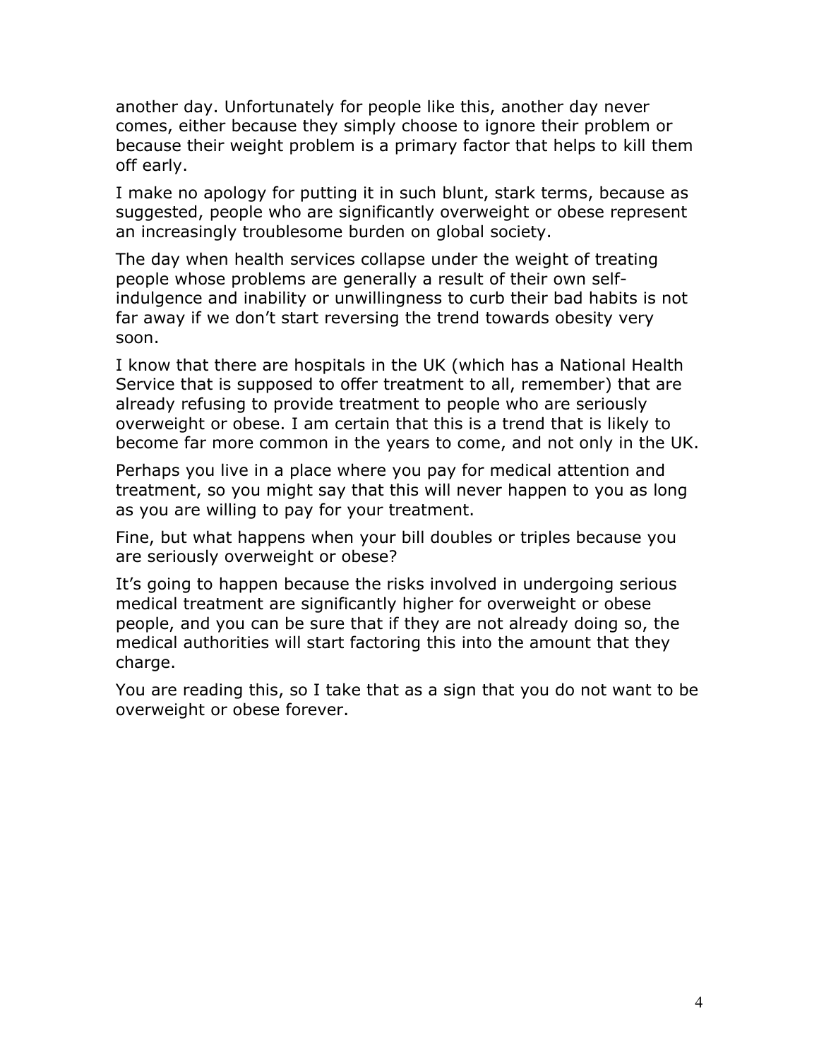another day. Unfortunately for people like this, another day never comes, either because they simply choose to ignore their problem or because their weight problem is a primary factor that helps to kill them off early.

I make no apology for putting it in such blunt, stark terms, because as suggested, people who are significantly overweight or obese represent an increasingly troublesome burden on global society.

The day when health services collapse under the weight of treating people whose problems are generally a result of their own self-indulgence and inability or unwillingness to curb their bad habits is not far away if we don't start reversing the trend towards obesity very soon.

I know that there are hospitals in the UK (which has a National Health Service that is supposed to offer treatment to all, remember) that are already refusing to provide treatment to people who are seriously overweight or obese. I am certain that this is a trend that is likely to become far more common in the years to come, and not only in the UK.

Perhaps you live in a place where you pay for medical attention and treatment, so you might say that this will never happen to you as long as you are willing to pay for your treatment.

Fine, but what happens when your bill doubles or triples because you are seriously overweight or obese?

It's going to happen because the risks involved in undergoing serious medical treatment are significantly higher for overweight or obese people, and you can be sure that if they are not already doing so, the medical authorities will start factoring this into the amount that they charge.

You are reading this, so I take that as a sign that you do not want to be overweight or obese forever.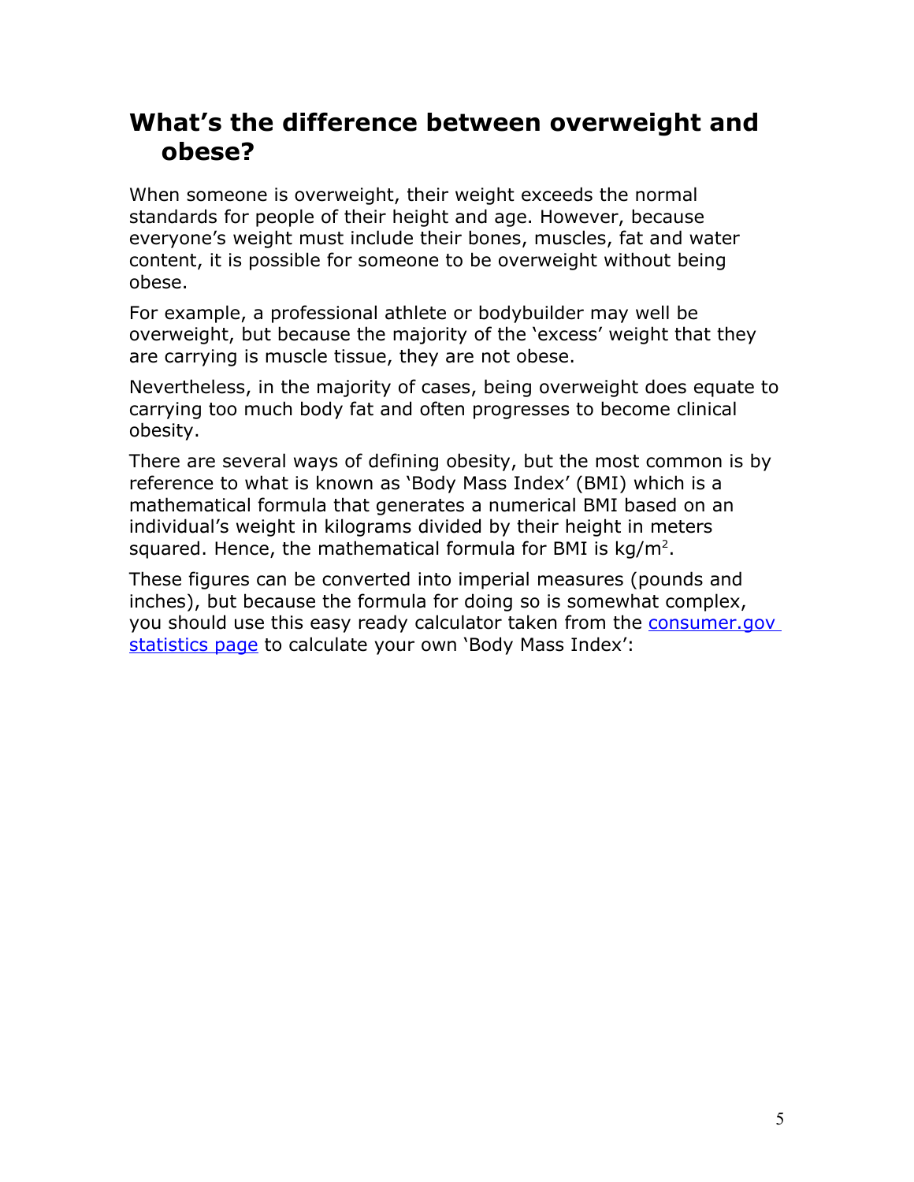## What's the difference between overweight and obese?

When someone is overweight, their weight exceeds the normal standards for people of their height and age. However, because everyone's weight must include their bones, muscles, fat and water content, it is possible for someone to be overweight without being obese.

For example, a professional athlete or bodybuilder may well be overweight, but because the majority of the 'excess' weight that they are carrying is muscle tissue, they are not obese.

Nevertheless, in the majority of cases, being overweight does equate to carrying too much body fat and often progresses to become clinical obesity.

There are several ways of defining obesity, but the most common is by reference to what is known as 'Body Mass Index' (BMI) which is a mathematical formula that generates a numerical BMI based on an individual's weight in kilograms divided by their height in meters squared. Hence, the mathematical formula for BMI is $kg/m^2$.

These figures can be converted into imperial measures (pounds and inches), but because the formula for doing so is somewhat complex, you should use this easy ready calculator taken from the consumer.gov statistics page to calculate your own 'Body Mass Index':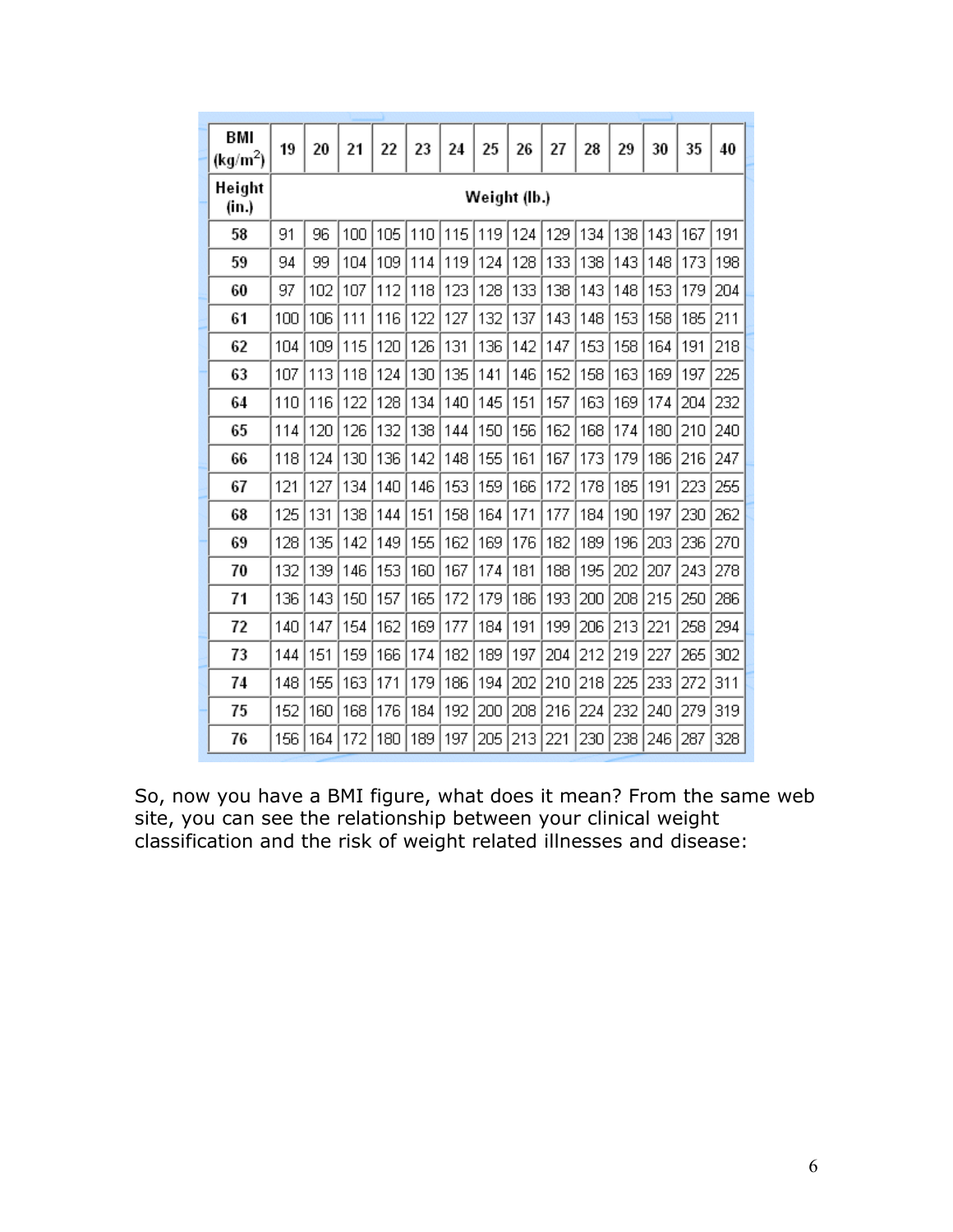| BMI (kg/m²) | 19 | 20 | 21 | 22 | 23 | 24 | 25 | 26 | 27 | 28 | 29 | 30 | 35 | 40 |
|---|---|---|---|---|---|---|---|---|---|---|---|---|---|---|
| Height (in.) | Weight (lb.) | | | | | | | | | | | | | |
| 58 | 91 | 96 | 100 | 105 | 110 | 115 | 119 | 124 | 129 | 134 | 138 | 143 | 167 | 191 |
| 59 | 94 | 99 | 104 | 109 | 114 | 119 | 124 | 128 | 133 | 138 | 143 | 148 | 173 | 198 |
| 60 | 97 | 102 | 107 | 112 | 118 | 123 | 128 | 133 | 138 | 143 | 148 | 153 | 179 | 204 |
| 61 | 100 | 106 | 111 | 116 | 122 | 127 | 132 | 137 | 143 | 148 | 153 | 158 | 185 | 211 |
| 62 | 104 | 109 | 115 | 120 | 126 | 131 | 136 | 142 | 147 | 153 | 158 | 164 | 191 | 218 |
| 63 | 107 | 113 | 118 | 124 | 130 | 135 | 141 | 146 | 152 | 158 | 163 | 169 | 197 | 225 |
| 64 | 110 | 116 | 122 | 128 | 134 | 140 | 145 | 151 | 157 | 163 | 169 | 174 | 204 | 232 |
| 65 | 114 | 120 | 126 | 132 | 138 | 144 | 150 | 156 | 162 | 168 | 174 | 180 | 210 | 240 |
| 66 | 118 | 124 | 130 | 136 | 142 | 148 | 155 | 161 | 167 | 173 | 179 | 186 | 216 | 247 |
| 67 | 121 | 127 | 134 | 140 | 146 | 153 | 159 | 166 | 172 | 178 | 185 | 191 | 223 | 255 |
| 68 | 125 | 131 | 138 | 144 | 151 | 158 | 164 | 171 | 177 | 184 | 190 | 197 | 230 | 262 |
| 69 | 128 | 135 | 142 | 149 | 155 | 162 | 169 | 176 | 182 | 189 | 196 | 203 | 236 | 270 |
| 70 | 132 | 139 | 146 | 153 | 160 | 167 | 174 | 181 | 188 | 195 | 202 | 207 | 243 | 278 |
| 71 | 136 | 143 | 150 | 157 | 165 | 172 | 179 | 186 | 193 | 200 | 208 | 215 | 250 | 286 |
| 72 | 140 | 147 | 154 | 162 | 169 | 177 | 184 | 191 | 199 | 206 | 213 | 221 | 258 | 294 |
| 73 | 144 | 151 | 159 | 166 | 174 | 182 | 189 | 197 | 204 | 212 | 219 | 227 | 265 | 302 |
| 74 | 148 | 155 | 163 | 171 | 179 | 186 | 194 | 202 | 210 | 218 | 225 | 233 | 272 | 311 |
| 75 | 152 | 160 | 168 | 176 | 184 | 192 | 200 | 208 | 216 | 224 | 232 | 240 | 279 | 319 |
| 76 | 156 | 164 | 172 | 180 | 189 | 197 | 205 | 213 | 221 | 230 | 238 | 246 | 287 | 328 |

So, now you have a BMI figure, what does it mean? From the same web site, you can see the relationship between your clinical weight classification and the risk of weight related illnesses and disease: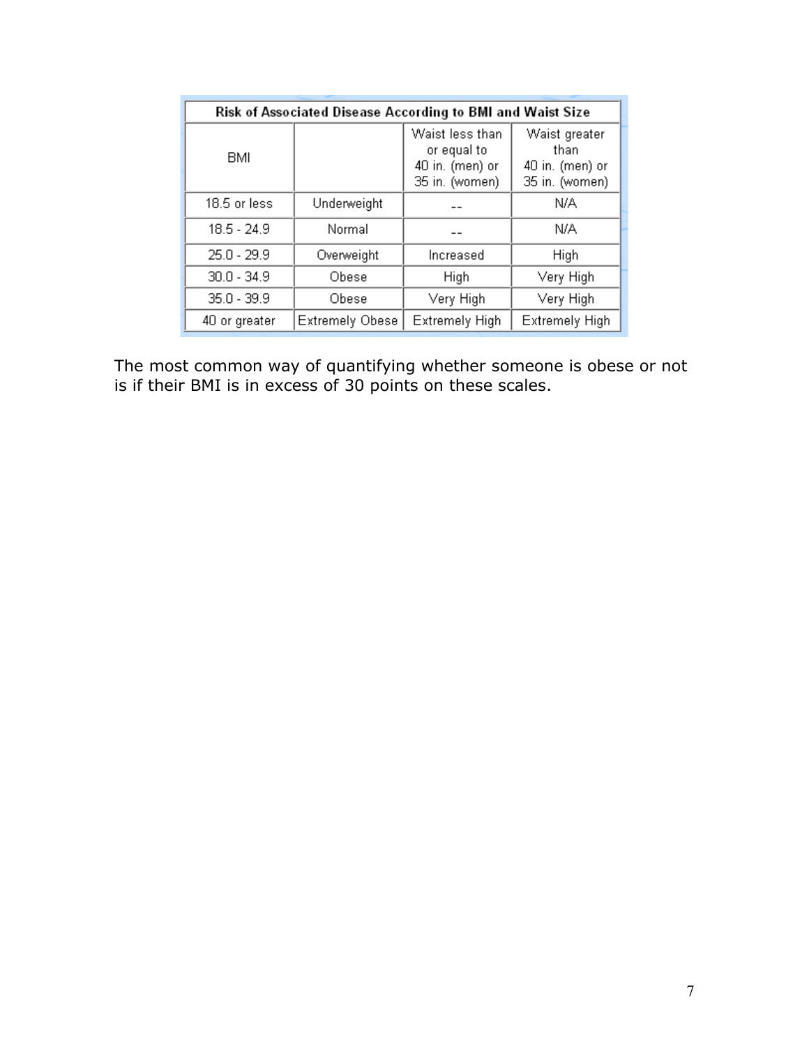| Risk of Associated Disease According to BMI and Waist Size | | | |
|---|---|---|---|
| BMI | | Waist less than or equal to 40 in. (men) or 35 in. (women) | Waist greater than 40 in. (men) or 35 in. (women) |
| 18.5 or less | Underweight | -- | N/A |
| 18.5 - 24.9 | Normal | -- | N/A |
| 25.0 - 29.9 | Overweight | Increased | High |
| 30.0 - 34.9 | Obese | High | Very High |
| 35.0 - 39.9 | Obese | Very High | Very High |
| 40 or greater | Extremely Obese | Extremely High | Extremely High |

The most common way of quantifying whether someone is obese or not is if their BMI is in excess of 30 points on these scales.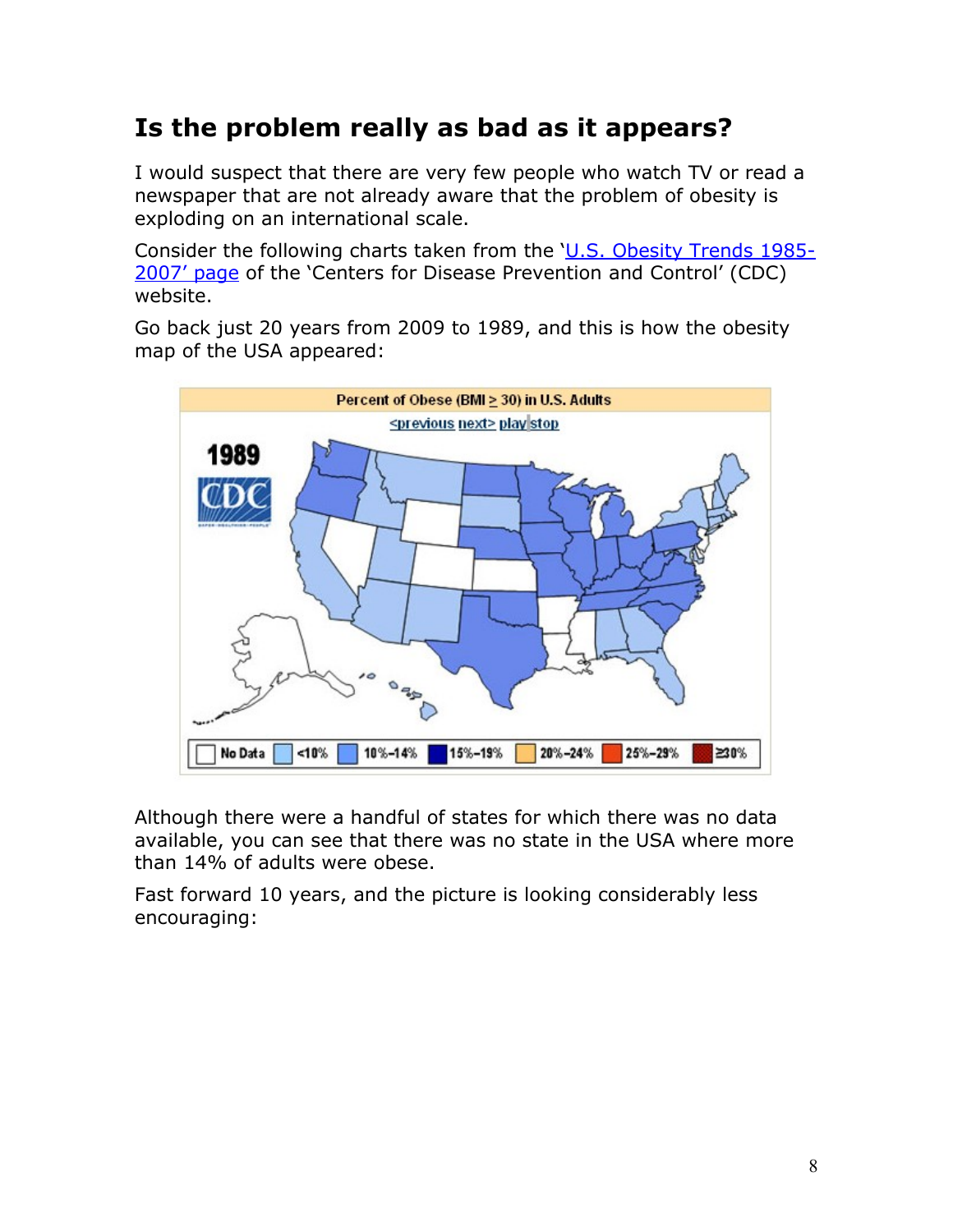## Is the problem really as bad as it appears?

I would suspect that there are very few people who watch TV or read a newspaper that are not already aware that the problem of obesity is exploding on an international scale.

Consider the following charts taken from the 'U.S. Obesity Trends 1985-2007' page of the 'Centers for Disease Prevention and Control' (CDC) website.

Go back just 20 years from 2009 to 1989, and this is how the obesity map of the USA appeared:

Although there were a handful of states for which there was no data available, you can see that there was no state in the USA where more than 14% of adults were obese.

Fast forward 10 years, and the picture is looking considerably less encouraging: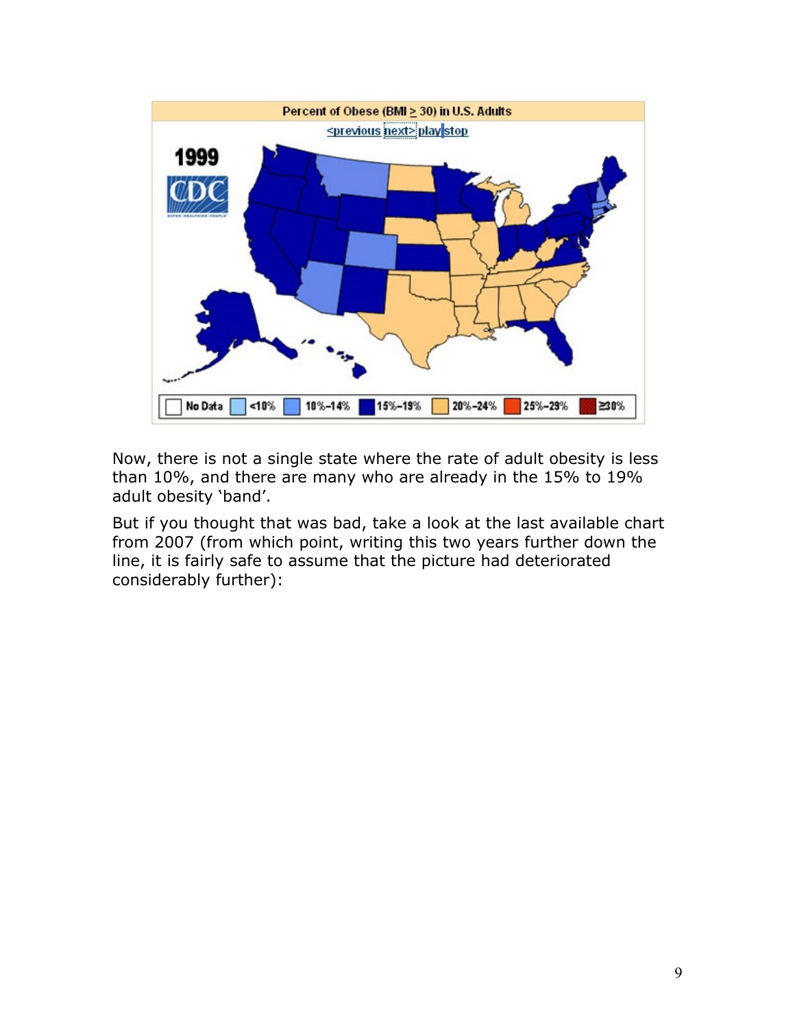Now, there is not a single state where the rate of adult obesity is less than 10%, and there are many who are already in the 15% to 19% adult obesity 'band'.

But if you thought that was bad, take a look at the last available chart from 2007 (from which point, writing this two years further down the line, it is fairly safe to assume that the picture had deteriorated considerably further):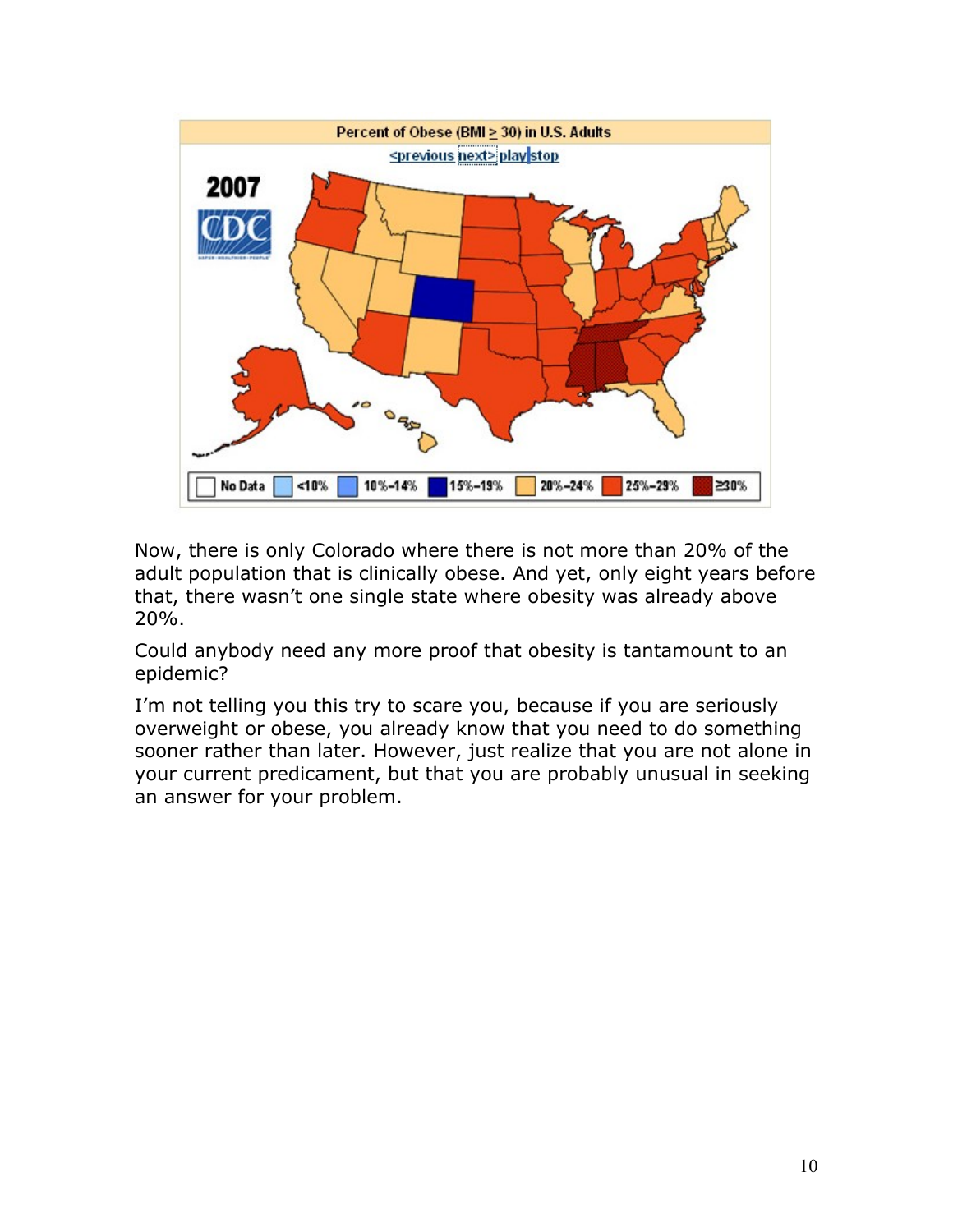Now, there is only Colorado where there is not more than 20% of the adult population that is clinically obese. And yet, only eight years before that, there wasn't one single state where obesity was already above 20%.

Could anybody need any more proof that obesity is tantamount to an epidemic?

I'm not telling you this try to scare you, because if you are seriously overweight or obese, you already know that you need to do something sooner rather than later. However, just realize that you are not alone in your current predicament, but that you are probably unusual in seeking an answer for your problem.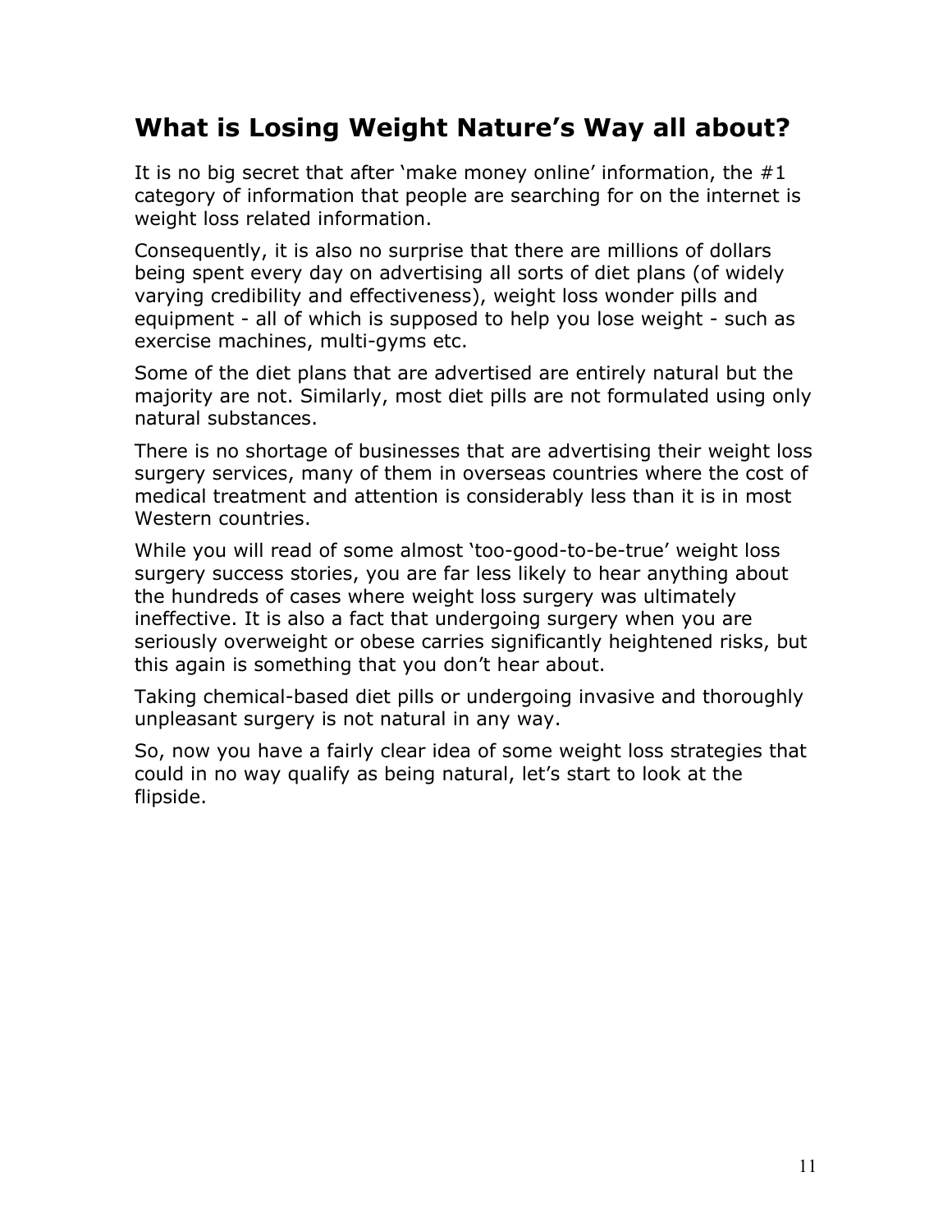## What is Losing Weight Nature's Way all about?

It is no big secret that after 'make money online' information, the #1 category of information that people are searching for on the internet is weight loss related information.

Consequently, it is also no surprise that there are millions of dollars being spent every day on advertising all sorts of diet plans (of widely varying credibility and effectiveness), weight loss wonder pills and equipment - all of which is supposed to help you lose weight - such as exercise machines, multi-gyms etc.

Some of the diet plans that are advertised are entirely natural but the majority are not. Similarly, most diet pills are not formulated using only natural substances.

There is no shortage of businesses that are advertising their weight loss surgery services, many of them in overseas countries where the cost of medical treatment and attention is considerably less than it is in most Western countries.

While you will read of some almost 'too-good-to-be-true' weight loss surgery success stories, you are far less likely to hear anything about the hundreds of cases where weight loss surgery was ultimately ineffective. It is also a fact that undergoing surgery when you are seriously overweight or obese carries significantly heightened risks, but this again is something that you don't hear about.

Taking chemical-based diet pills or undergoing invasive and thoroughly unpleasant surgery is not natural in any way.

So, now you have a fairly clear idea of some weight loss strategies that could in no way qualify as being natural, let's start to look at the flipside.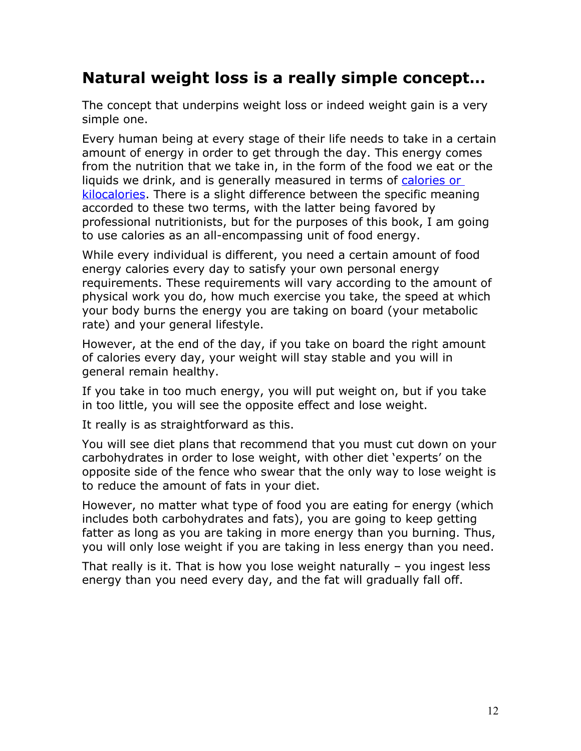## Natural weight loss is a really simple concept…

The concept that underpins weight loss or indeed weight gain is a very simple one.

Every human being at every stage of their life needs to take in a certain amount of energy in order to get through the day. This energy comes from the nutrition that we take in, in the form of the food we eat or the liquids we drink, and is generally measured in terms of [calories or kilocalories](). There is a slight difference between the specific meaning accorded to these two terms, with the latter being favored by professional nutritionists, but for the purposes of this book, I am going to use calories as an all-encompassing unit of food energy.

While every individual is different, you need a certain amount of food energy calories every day to satisfy your own personal energy requirements. These requirements will vary according to the amount of physical work you do, how much exercise you take, the speed at which your body burns the energy you are taking on board (your metabolic rate) and your general lifestyle.

However, at the end of the day, if you take on board the right amount of calories every day, your weight will stay stable and you will in general remain healthy.

If you take in too much energy, you will put weight on, but if you take in too little, you will see the opposite effect and lose weight.

It really is as straightforward as this.

You will see diet plans that recommend that you must cut down on your carbohydrates in order to lose weight, with other diet 'experts' on the opposite side of the fence who swear that the only way to lose weight is to reduce the amount of fats in your diet.

However, no matter what type of food you are eating for energy (which includes both carbohydrates and fats), you are going to keep getting fatter as long as you are taking in more energy than you burning. Thus, you will only lose weight if you are taking in less energy than you need.

That really is it. That is how you lose weight naturally – you ingest less energy than you need every day, and the fat will gradually fall off.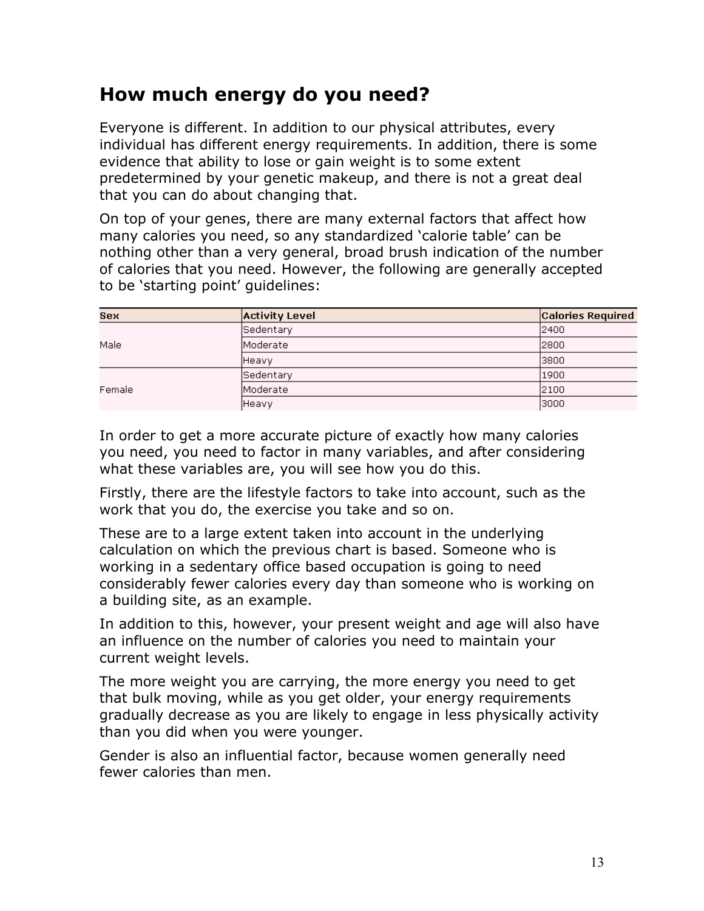## How much energy do you need?

Everyone is different. In addition to our physical attributes, every individual has different energy requirements. In addition, there is some evidence that ability to lose or gain weight is to some extent predetermined by your genetic makeup, and there is not a great deal that you can do about changing that.

On top of your genes, there are many external factors that affect how many calories you need, so any standardized 'calorie table' can be nothing other than a very general, broad brush indication of the number of calories that you need. However, the following are generally accepted to be 'starting point' guidelines:

| Sex | Activity Level | Calories Required |
|---|---|---|
| Male | Sedentary | 2400 |
| | Moderate | 2800 |
| | Heavy | 3800 |
| Female | Sedentary | 1900 |
| | Moderate | 2100 |
| | Heavy | 3000 |

In order to get a more accurate picture of exactly how many calories you need, you need to factor in many variables, and after considering what these variables are, you will see how you do this.

Firstly, there are the lifestyle factors to take into account, such as the work that you do, the exercise you take and so on.

These are to a large extent taken into account in the underlying calculation on which the previous chart is based. Someone who is working in a sedentary office based occupation is going to need considerably fewer calories every day than someone who is working on a building site, as an example.

In addition to this, however, your present weight and age will also have an influence on the number of calories you need to maintain your current weight levels.

The more weight you are carrying, the more energy you need to get that bulk moving, while as you get older, your energy requirements gradually decrease as you are likely to engage in less physically activity than you did when you were younger.

Gender is also an influential factor, because women generally need fewer calories than men.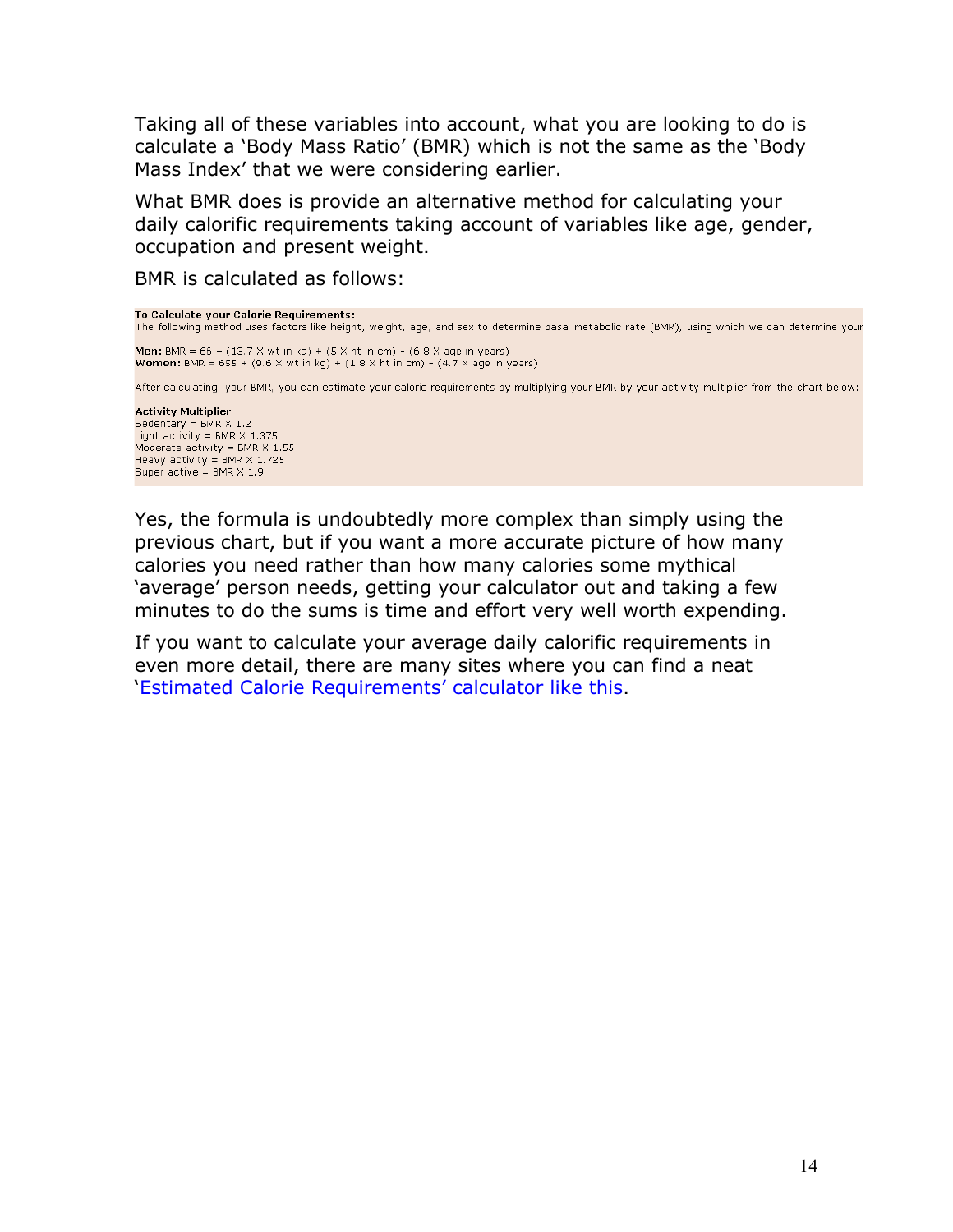Taking all of these variables into account, what you are looking to do is calculate a 'Body Mass Ratio' (BMR) which is not the same as the 'Body Mass Index' that we were considering earlier.

What BMR does is provide an alternative method for calculating your daily calorific requirements taking account of variables like age, gender, occupation and present weight.

BMR is calculated as follows:

**To Calculate your Calorie Requirements:**
The following method uses factors like height, weight, age, and sex to determine basal metabolic rate (BMR), using which we can determine your

**Men:** BMR = 66 + (13.7 X wt in kg) + (5 X ht in cm) - (6.8 X age in years)
**Women:** BMR = 655 + (9.6 X wt in kg) + (1.8 X ht in cm) - (4.7 X age in years)

After calculating your BMR, you can estimate your calorie requirements by multiplying your BMR by your activity multiplier from the chart below:

**Activity Multiplier**
Sedentary = BMR X 1.2
Light activity = BMR X 1.375
Moderate activity = BMR X 1.55
Heavy activity = BMR X 1.725
Super active = BMR X 1.9

Yes, the formula is undoubtedly more complex than simply using the previous chart, but if you want a more accurate picture of how many calories you need rather than how many calories some mythical 'average' person needs, getting your calculator out and taking a few minutes to do the sums is time and effort very well worth expending.

If you want to calculate your average daily calorific requirements in even more detail, there are many sites where you can find a neat '[Estimated Calorie Requirements' calculator like this](#).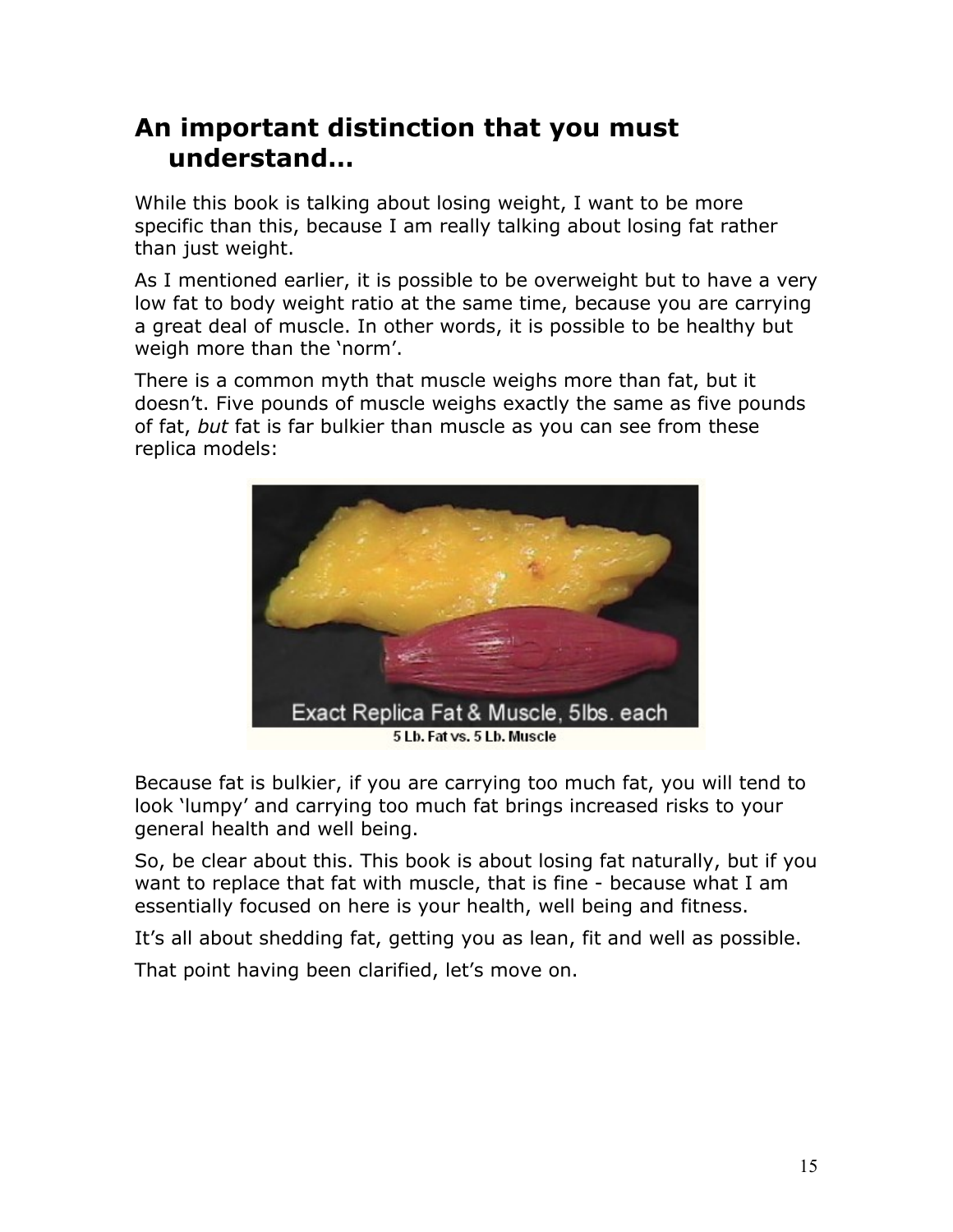## An important distinction that you must understand…

While this book is talking about losing weight, I want to be more specific than this, because I am really talking about losing fat rather than just weight.

As I mentioned earlier, it is possible to be overweight but to have a very low fat to body weight ratio at the same time, because you are carrying a great deal of muscle. In other words, it is possible to be healthy but weigh more than the 'norm'.

There is a common myth that muscle weighs more than fat, but it doesn't. Five pounds of muscle weighs exactly the same as five pounds of fat, *but* fat is far bulkier than muscle as you can see from these replica models:

5 Lb. Fat vs. 5 Lb. Muscle

Because fat is bulkier, if you are carrying too much fat, you will tend to look 'lumpy' and carrying too much fat brings increased risks to your general health and well being.

So, be clear about this. This book is about losing fat naturally, but if you want to replace that fat with muscle, that is fine - because what I am essentially focused on here is your health, well being and fitness.

It's all about shedding fat, getting you as lean, fit and well as possible.

That point having been clarified, let's move on.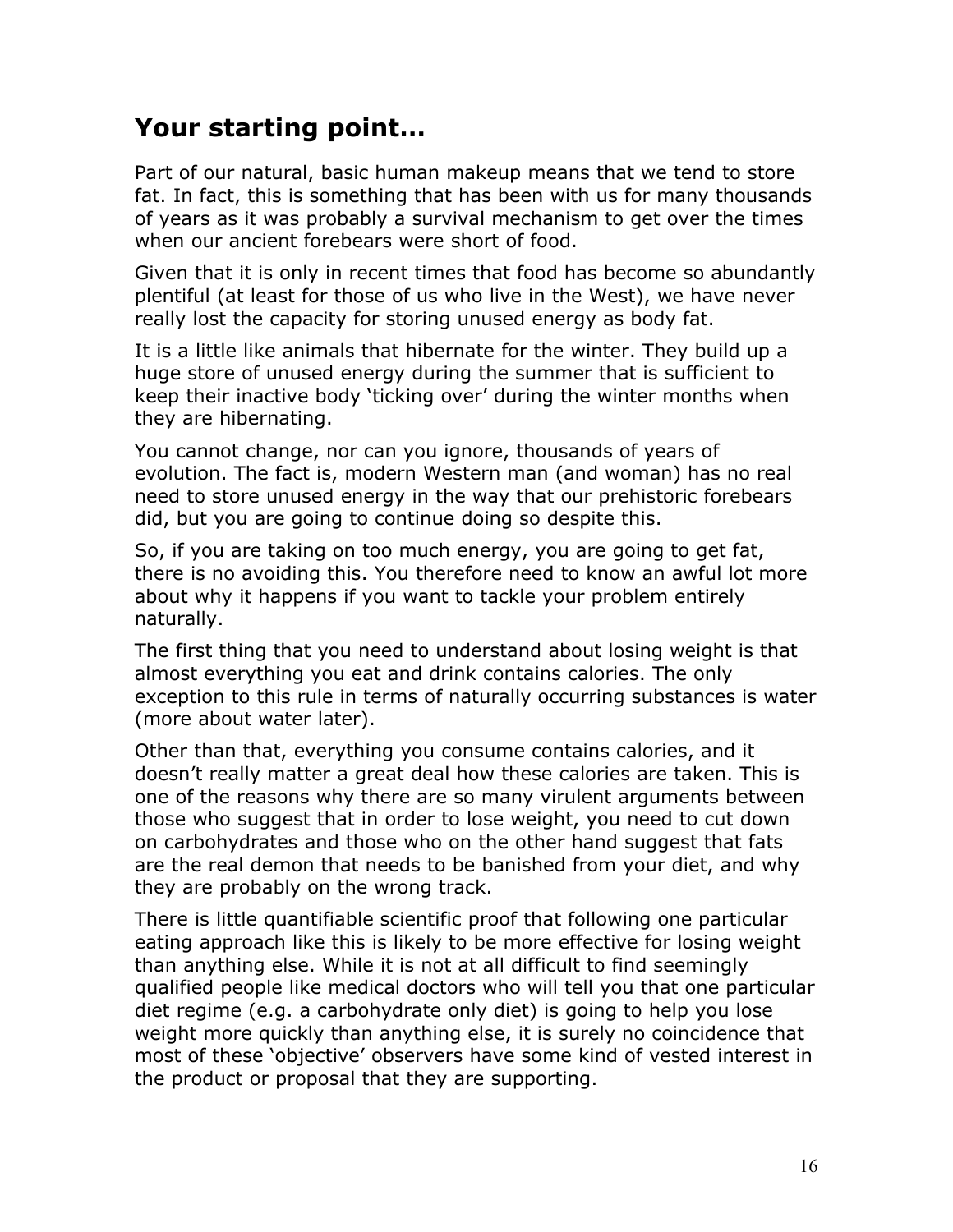## Your starting point…

Part of our natural, basic human makeup means that we tend to store fat. In fact, this is something that has been with us for many thousands of years as it was probably a survival mechanism to get over the times when our ancient forebears were short of food.

Given that it is only in recent times that food has become so abundantly plentiful (at least for those of us who live in the West), we have never really lost the capacity for storing unused energy as body fat.

It is a little like animals that hibernate for the winter. They build up a huge store of unused energy during the summer that is sufficient to keep their inactive body 'ticking over' during the winter months when they are hibernating.

You cannot change, nor can you ignore, thousands of years of evolution. The fact is, modern Western man (and woman) has no real need to store unused energy in the way that our prehistoric forebears did, but you are going to continue doing so despite this.

So, if you are taking on too much energy, you are going to get fat, there is no avoiding this. You therefore need to know an awful lot more about why it happens if you want to tackle your problem entirely naturally.

The first thing that you need to understand about losing weight is that almost everything you eat and drink contains calories. The only exception to this rule in terms of naturally occurring substances is water (more about water later).

Other than that, everything you consume contains calories, and it doesn't really matter a great deal how these calories are taken. This is one of the reasons why there are so many virulent arguments between those who suggest that in order to lose weight, you need to cut down on carbohydrates and those who on the other hand suggest that fats are the real demon that needs to be banished from your diet, and why they are probably on the wrong track.

There is little quantifiable scientific proof that following one particular eating approach like this is likely to be more effective for losing weight than anything else. While it is not at all difficult to find seemingly qualified people like medical doctors who will tell you that one particular diet regime (e.g. a carbohydrate only diet) is going to help you lose weight more quickly than anything else, it is surely no coincidence that most of these 'objective' observers have some kind of vested interest in the product or proposal that they are supporting.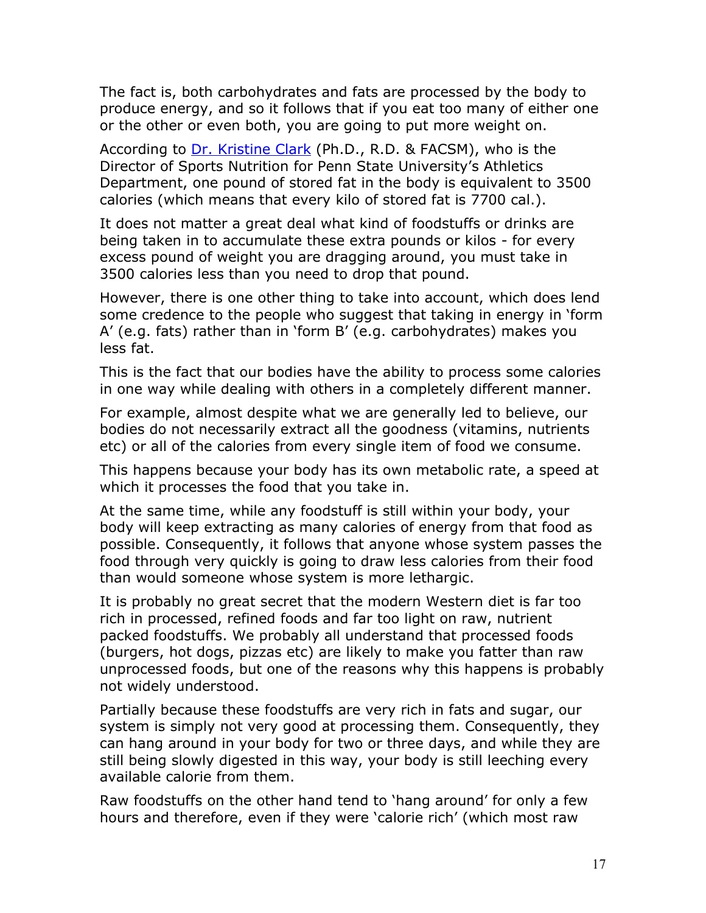The fact is, both carbohydrates and fats are processed by the body to produce energy, and so it follows that if you eat too many of either one or the other or even both, you are going to put more weight on.

According to Dr. Kristine Clark (Ph.D., R.D. & FACSM), who is the Director of Sports Nutrition for Penn State University's Athletics Department, one pound of stored fat in the body is equivalent to 3500 calories (which means that every kilo of stored fat is 7700 cal.).

It does not matter a great deal what kind of foodstuffs or drinks are being taken in to accumulate these extra pounds or kilos - for every excess pound of weight you are dragging around, you must take in 3500 calories less than you need to drop that pound.

However, there is one other thing to take into account, which does lend some credence to the people who suggest that taking in energy in 'form A' (e.g. fats) rather than in 'form B' (e.g. carbohydrates) makes you less fat.

This is the fact that our bodies have the ability to process some calories in one way while dealing with others in a completely different manner.

For example, almost despite what we are generally led to believe, our bodies do not necessarily extract all the goodness (vitamins, nutrients etc) or all of the calories from every single item of food we consume.

This happens because your body has its own metabolic rate, a speed at which it processes the food that you take in.

At the same time, while any foodstuff is still within your body, your body will keep extracting as many calories of energy from that food as possible. Consequently, it follows that anyone whose system passes the food through very quickly is going to draw less calories from their food than would someone whose system is more lethargic.

It is probably no great secret that the modern Western diet is far too rich in processed, refined foods and far too light on raw, nutrient packed foodstuffs. We probably all understand that processed foods (burgers, hot dogs, pizzas etc) are likely to make you fatter than raw unprocessed foods, but one of the reasons why this happens is probably not widely understood.

Partially because these foodstuffs are very rich in fats and sugar, our system is simply not very good at processing them. Consequently, they can hang around in your body for two or three days, and while they are still being slowly digested in this way, your body is still leeching every available calorie from them.

Raw foodstuffs on the other hand tend to 'hang around' for only a few hours and therefore, even if they were 'calorie rich' (which most raw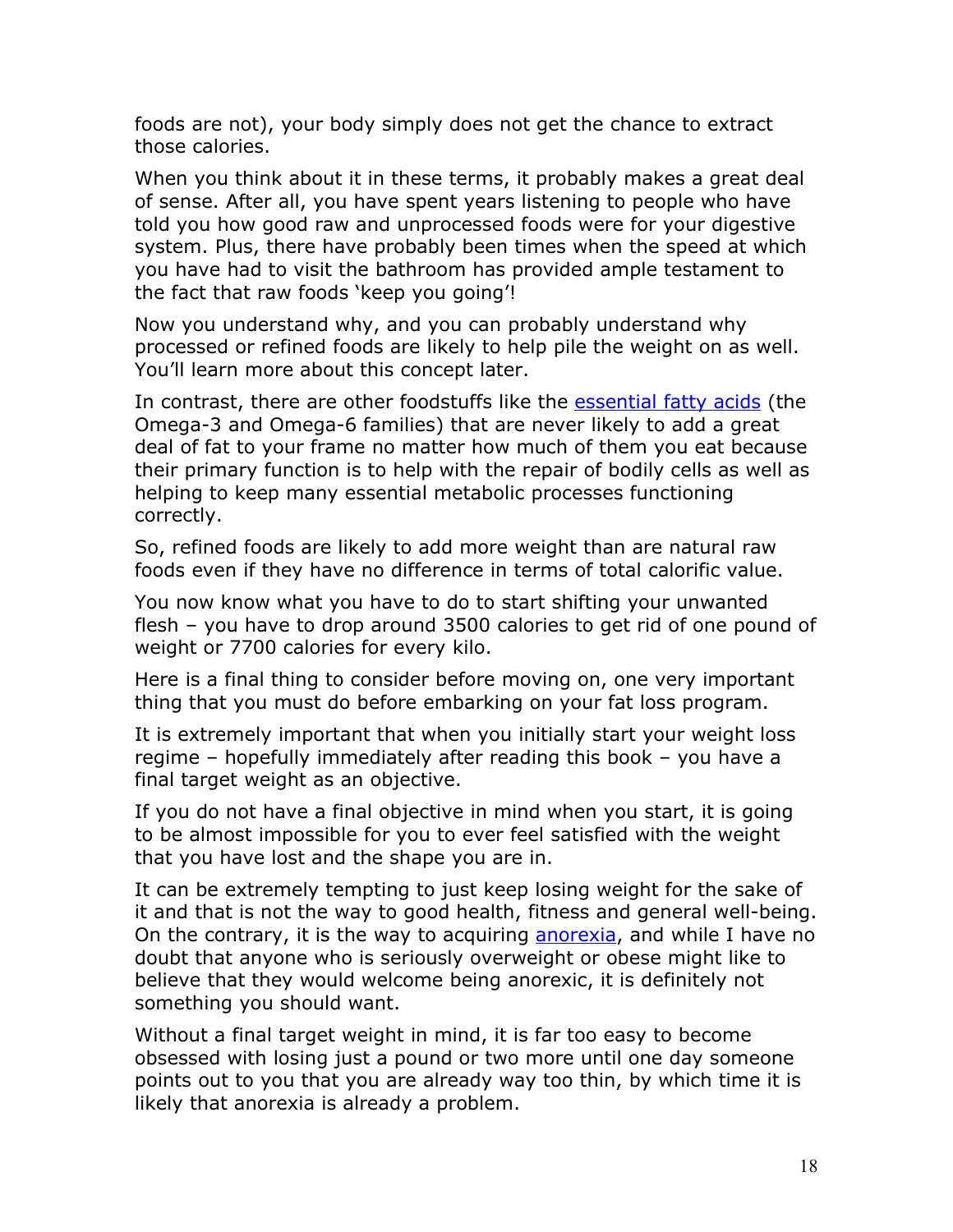foods are not), your body simply does not get the chance to extract those calories.

When you think about it in these terms, it probably makes a great deal of sense. After all, you have spent years listening to people who have told you how good raw and unprocessed foods were for your digestive system. Plus, there have probably been times when the speed at which you have had to visit the bathroom has provided ample testament to the fact that raw foods 'keep you going'!

Now you understand why, and you can probably understand why processed or refined foods are likely to help pile the weight on as well. You'll learn more about this concept later.

In contrast, there are other foodstuffs like the essential fatty acids (the Omega-3 and Omega-6 families) that are never likely to add a great deal of fat to your frame no matter how much of them you eat because their primary function is to help with the repair of bodily cells as well as helping to keep many essential metabolic processes functioning correctly.

So, refined foods are likely to add more weight than are natural raw foods even if they have no difference in terms of total calorific value.

You now know what you have to do to start shifting your unwanted flesh – you have to drop around 3500 calories to get rid of one pound of weight or 7700 calories for every kilo.

Here is a final thing to consider before moving on, one very important thing that you must do before embarking on your fat loss program.

It is extremely important that when you initially start your weight loss regime – hopefully immediately after reading this book – you have a final target weight as an objective.

If you do not have a final objective in mind when you start, it is going to be almost impossible for you to ever feel satisfied with the weight that you have lost and the shape you are in.

It can be extremely tempting to just keep losing weight for the sake of it and that is not the way to good health, fitness and general well-being. On the contrary, it is the way to acquiring anorexia, and while I have no doubt that anyone who is seriously overweight or obese might like to believe that they would welcome being anorexic, it is definitely not something you should want.

Without a final target weight in mind, it is far too easy to become obsessed with losing just a pound or two more until one day someone points out to you that you are already way too thin, by which time it is likely that anorexia is already a problem.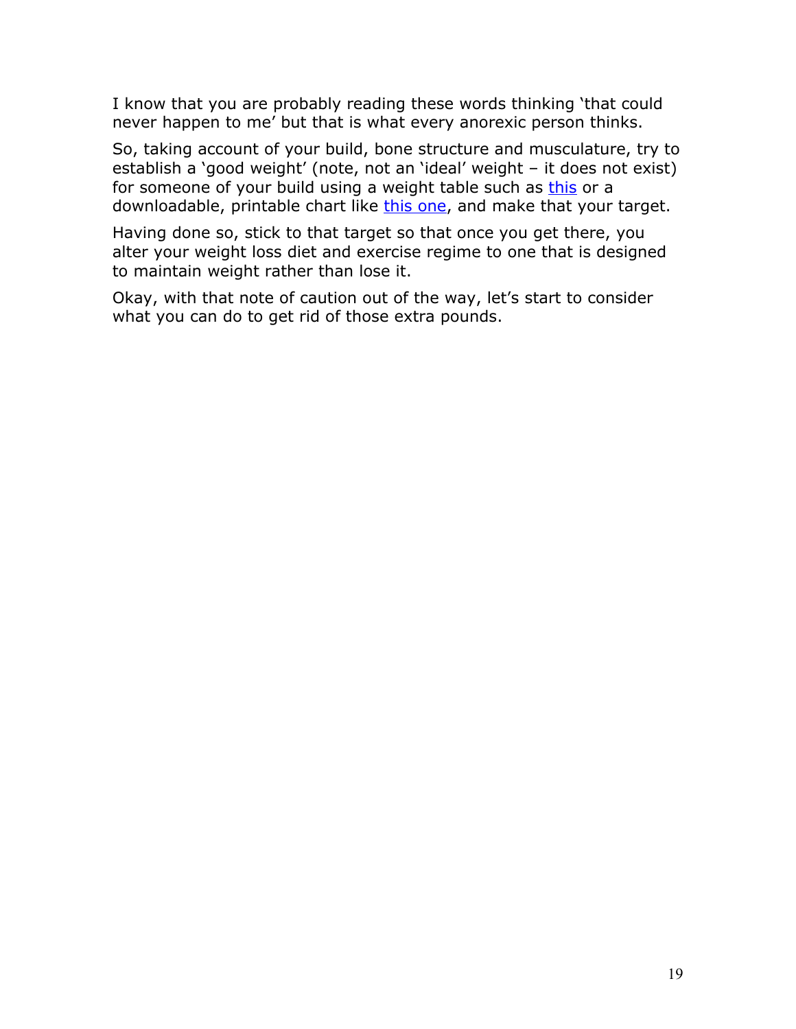I know that you are probably reading these words thinking 'that could never happen to me' but that is what every anorexic person thinks.

So, taking account of your build, bone structure and musculature, try to establish a 'good weight' (note, not an 'ideal' weight – it does not exist) for someone of your build using a weight table such as this or a downloadable, printable chart like this one, and make that your target.

Having done so, stick to that target so that once you get there, you alter your weight loss diet and exercise regime to one that is designed to maintain weight rather than lose it.

Okay, with that note of caution out of the way, let's start to consider what you can do to get rid of those extra pounds.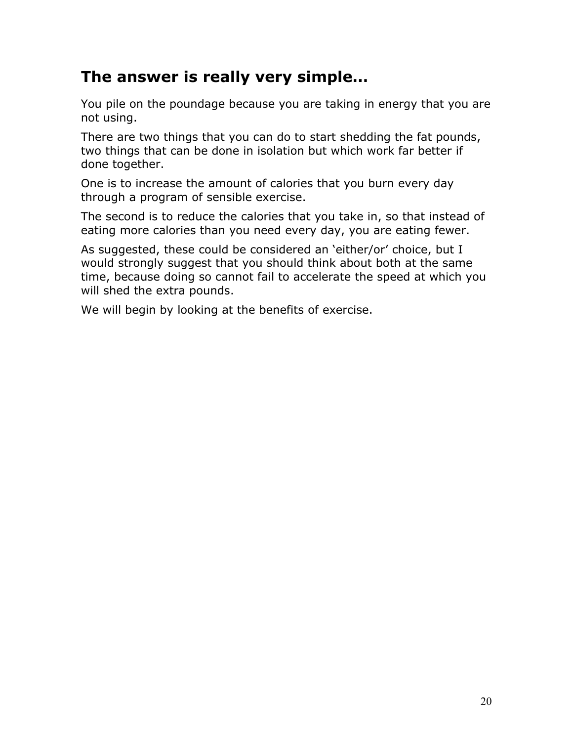## The answer is really very simple…

You pile on the poundage because you are taking in energy that you are not using.

There are two things that you can do to start shedding the fat pounds, two things that can be done in isolation but which work far better if done together.

One is to increase the amount of calories that you burn every day through a program of sensible exercise.

The second is to reduce the calories that you take in, so that instead of eating more calories than you need every day, you are eating fewer.

As suggested, these could be considered an 'either/or' choice, but I would strongly suggest that you should think about both at the same time, because doing so cannot fail to accelerate the speed at which you will shed the extra pounds.

We will begin by looking at the benefits of exercise.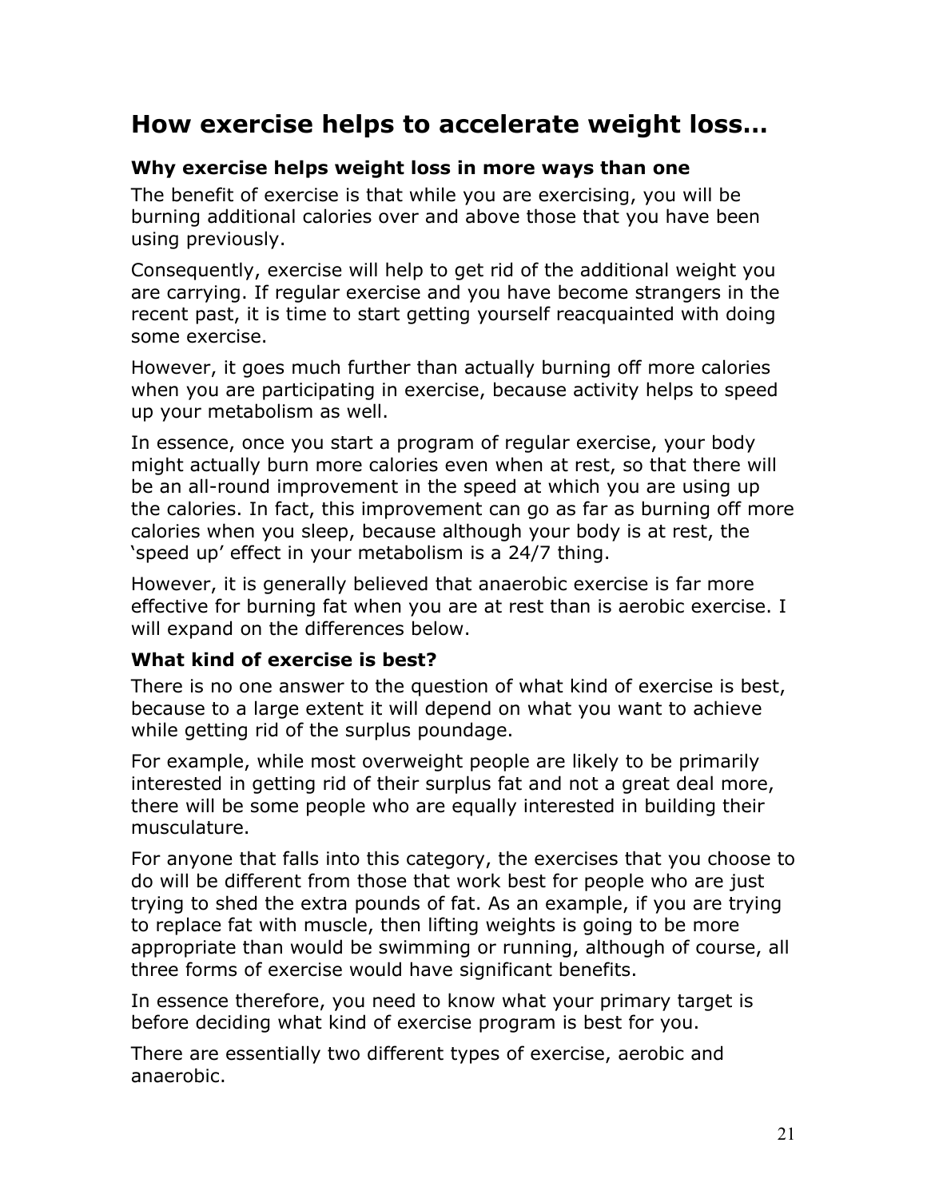# How exercise helps to accelerate weight loss…

### Why exercise helps weight loss in more ways than one

The benefit of exercise is that while you are exercising, you will be burning additional calories over and above those that you have been using previously.

Consequently, exercise will help to get rid of the additional weight you are carrying. If regular exercise and you have become strangers in the recent past, it is time to start getting yourself reacquainted with doing some exercise.

However, it goes much further than actually burning off more calories when you are participating in exercise, because activity helps to speed up your metabolism as well.

In essence, once you start a program of regular exercise, your body might actually burn more calories even when at rest, so that there will be an all-round improvement in the speed at which you are using up the calories. In fact, this improvement can go as far as burning off more calories when you sleep, because although your body is at rest, the 'speed up' effect in your metabolism is a 24/7 thing.

However, it is generally believed that anaerobic exercise is far more effective for burning fat when you are at rest than is aerobic exercise. I will expand on the differences below.

### What kind of exercise is best?

There is no one answer to the question of what kind of exercise is best, because to a large extent it will depend on what you want to achieve while getting rid of the surplus poundage.

For example, while most overweight people are likely to be primarily interested in getting rid of their surplus fat and not a great deal more, there will be some people who are equally interested in building their musculature.

For anyone that falls into this category, the exercises that you choose to do will be different from those that work best for people who are just trying to shed the extra pounds of fat. As an example, if you are trying to replace fat with muscle, then lifting weights is going to be more appropriate than would be swimming or running, although of course, all three forms of exercise would have significant benefits.

In essence therefore, you need to know what your primary target is before deciding what kind of exercise program is best for you.

There are essentially two different types of exercise, aerobic and anaerobic.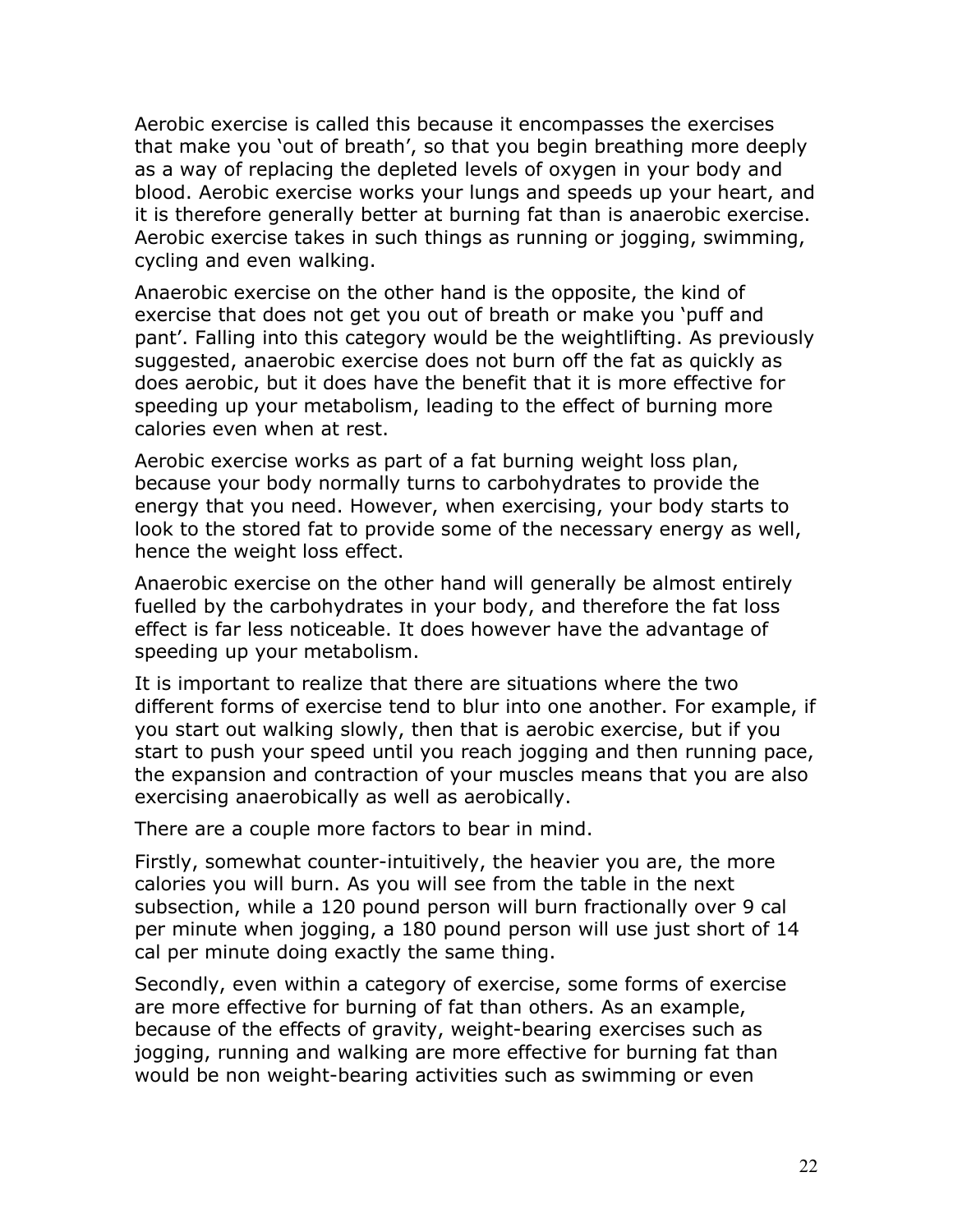Aerobic exercise is called this because it encompasses the exercises that make you 'out of breath', so that you begin breathing more deeply as a way of replacing the depleted levels of oxygen in your body and blood. Aerobic exercise works your lungs and speeds up your heart, and it is therefore generally better at burning fat than is anaerobic exercise. Aerobic exercise takes in such things as running or jogging, swimming, cycling and even walking.

Anaerobic exercise on the other hand is the opposite, the kind of exercise that does not get you out of breath or make you 'puff and pant'. Falling into this category would be the weightlifting. As previously suggested, anaerobic exercise does not burn off the fat as quickly as does aerobic, but it does have the benefit that it is more effective for speeding up your metabolism, leading to the effect of burning more calories even when at rest.

Aerobic exercise works as part of a fat burning weight loss plan, because your body normally turns to carbohydrates to provide the energy that you need. However, when exercising, your body starts to look to the stored fat to provide some of the necessary energy as well, hence the weight loss effect.

Anaerobic exercise on the other hand will generally be almost entirely fuelled by the carbohydrates in your body, and therefore the fat loss effect is far less noticeable. It does however have the advantage of speeding up your metabolism.

It is important to realize that there are situations where the two different forms of exercise tend to blur into one another. For example, if you start out walking slowly, then that is aerobic exercise, but if you start to push your speed until you reach jogging and then running pace, the expansion and contraction of your muscles means that you are also exercising anaerobically as well as aerobically.

There are a couple more factors to bear in mind.

Firstly, somewhat counter-intuitively, the heavier you are, the more calories you will burn. As you will see from the table in the next subsection, while a 120 pound person will burn fractionally over 9 cal per minute when jogging, a 180 pound person will use just short of 14 cal per minute doing exactly the same thing.

Secondly, even within a category of exercise, some forms of exercise are more effective for burning of fat than others. As an example, because of the effects of gravity, weight-bearing exercises such as jogging, running and walking are more effective for burning fat than would be non weight-bearing activities such as swimming or even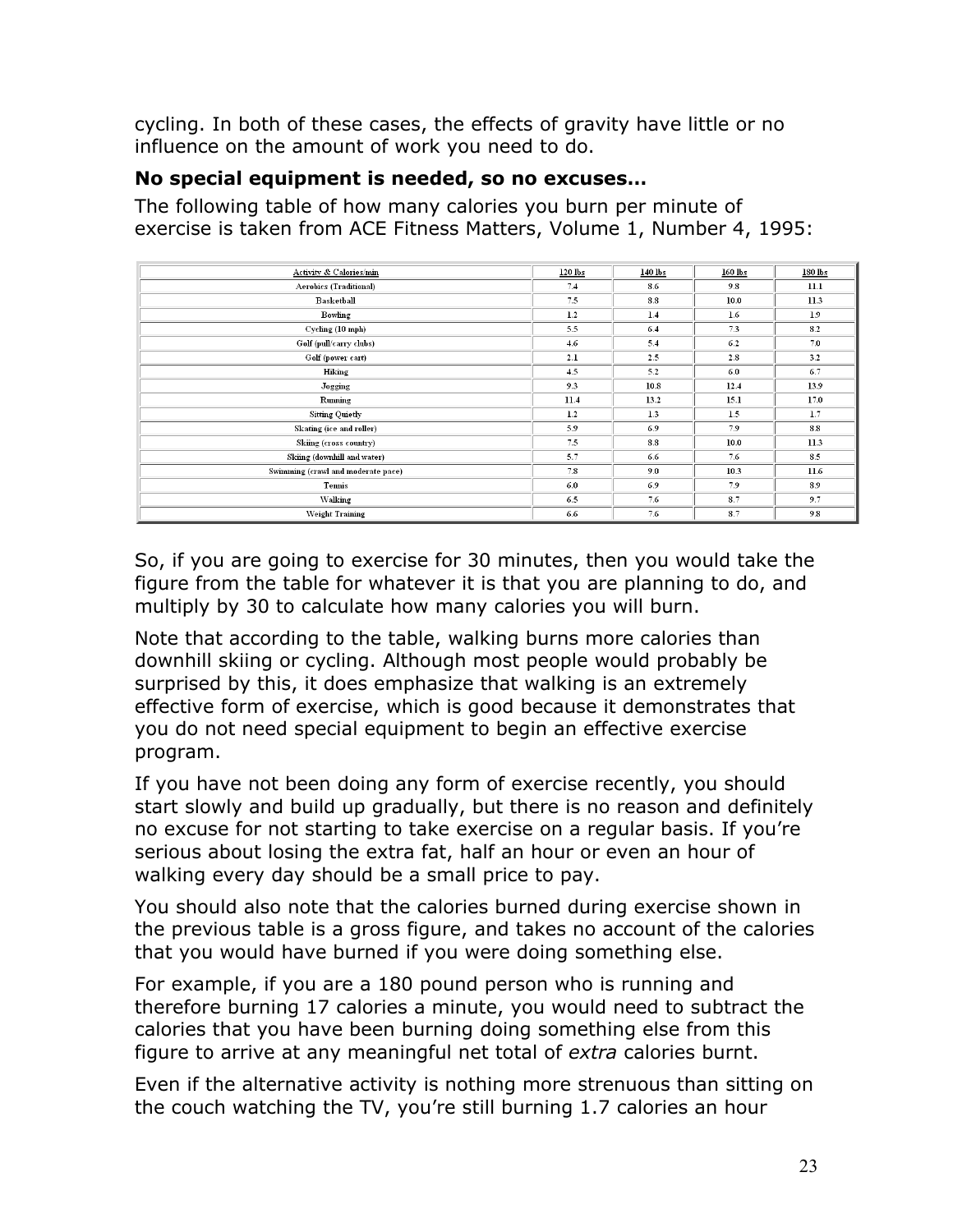cycling. In both of these cases, the effects of gravity have little or no influence on the amount of work you need to do.

**No special equipment is needed, so no excuses…**

The following table of how many calories you burn per minute of exercise is taken from ACE Fitness Matters, Volume 1, Number 4, 1995:

| Activity & Calories/min | 120 lbs | 140 lbs | 160 lbs | 180 lbs |
|---|---|---|---|---|
| Aerobics (Traditional) | 7.4 | 8.6 | 9.8 | 11.1 |
| Basketball | 7.5 | 8.8 | 10.0 | 11.3 |
| Bowling | 1.2 | 1.4 | 1.6 | 1.9 |
| Cycling (10 mph) | 5.5 | 6.4 | 7.3 | 8.2 |
| Golf (pull/carry clubs) | 4.6 | 5.4 | 6.2 | 7.0 |
| Golf (power cart) | 2.1 | 2.5 | 2.8 | 3.2 |
| Hiking | 4.5 | 5.2 | 6.0 | 6.7 |
| Jogging | 9.3 | 10.8 | 12.4 | 13.9 |
| Running | 11.4 | 13.2 | 15.1 | 17.0 |
| Sitting Quietly | 1.2 | 1.3 | 1.5 | 1.7 |
| Skating (ice and roller) | 5.9 | 6.9 | 7.9 | 8.8 |
| Skiing (cross country) | 7.5 | 8.8 | 10.0 | 11.3 |
| Skiing (downhill and water) | 5.7 | 6.6 | 7.6 | 8.5 |
| Swimming (crawl and moderate pace) | 7.8 | 9.0 | 10.3 | 11.6 |
| Tennis | 6.0 | 6.9 | 7.9 | 8.9 |
| Walking | 6.5 | 7.6 | 8.7 | 9.7 |
| Weight Training | 6.6 | 7.6 | 8.7 | 9.8 |

So, if you are going to exercise for 30 minutes, then you would take the figure from the table for whatever it is that you are planning to do, and multiply by 30 to calculate how many calories you will burn.

Note that according to the table, walking burns more calories than downhill skiing or cycling. Although most people would probably be surprised by this, it does emphasize that walking is an extremely effective form of exercise, which is good because it demonstrates that you do not need special equipment to begin an effective exercise program.

If you have not been doing any form of exercise recently, you should start slowly and build up gradually, but there is no reason and definitely no excuse for not starting to take exercise on a regular basis. If you're serious about losing the extra fat, half an hour or even an hour of walking every day should be a small price to pay.

You should also note that the calories burned during exercise shown in the previous table is a gross figure, and takes no account of the calories that you would have burned if you were doing something else.

For example, if you are a 180 pound person who is running and therefore burning 17 calories a minute, you would need to subtract the calories that you have been burning doing something else from this figure to arrive at any meaningful net total of *extra* calories burnt.

Even if the alternative activity is nothing more strenuous than sitting on the couch watching the TV, you're still burning 1.7 calories an hour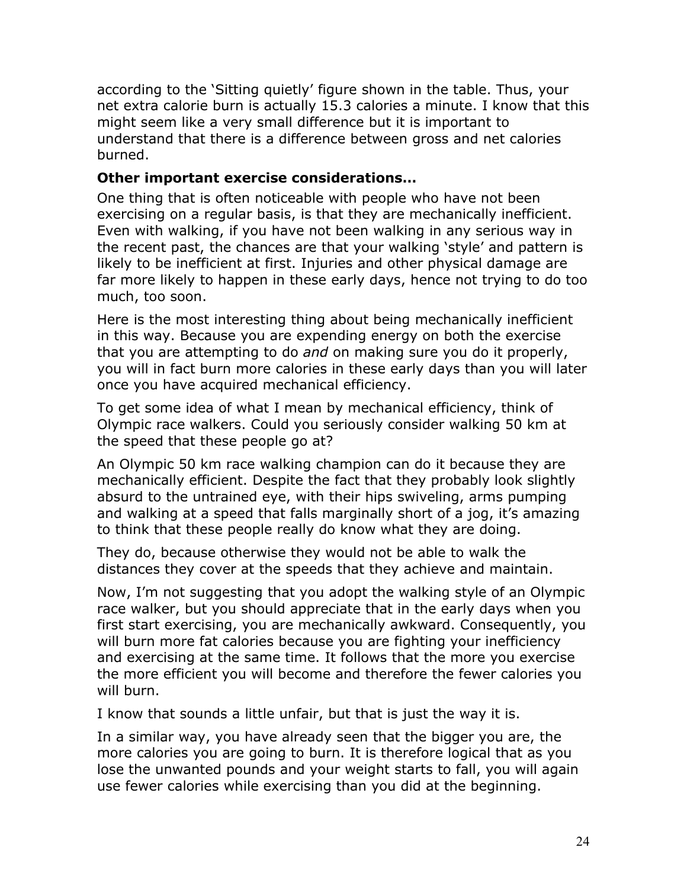according to the ‘Sitting quietly’ figure shown in the table. Thus, your net extra calorie burn is actually 15.3 calories a minute. I know that this might seem like a very small difference but it is important to understand that there is a difference between gross and net calories burned.

**Other important exercise considerations…**

One thing that is often noticeable with people who have not been exercising on a regular basis, is that they are mechanically inefficient. Even with walking, if you have not been walking in any serious way in the recent past, the chances are that your walking ‘style’ and pattern is likely to be inefficient at first. Injuries and other physical damage are far more likely to happen in these early days, hence not trying to do too much, too soon.

Here is the most interesting thing about being mechanically inefficient in this way. Because you are expending energy on both the exercise that you are attempting to do *and* on making sure you do it properly, you will in fact burn more calories in these early days than you will later once you have acquired mechanical efficiency.

To get some idea of what I mean by mechanical efficiency, think of Olympic race walkers. Could you seriously consider walking 50 km at the speed that these people go at?

An Olympic 50 km race walking champion can do it because they are mechanically efficient. Despite the fact that they probably look slightly absurd to the untrained eye, with their hips swiveling, arms pumping and walking at a speed that falls marginally short of a jog, it’s amazing to think that these people really do know what they are doing.

They do, because otherwise they would not be able to walk the distances they cover at the speeds that they achieve and maintain.

Now, I’m not suggesting that you adopt the walking style of an Olympic race walker, but you should appreciate that in the early days when you first start exercising, you are mechanically awkward. Consequently, you will burn more fat calories because you are fighting your inefficiency and exercising at the same time. It follows that the more you exercise the more efficient you will become and therefore the fewer calories you will burn.

I know that sounds a little unfair, but that is just the way it is.

In a similar way, you have already seen that the bigger you are, the more calories you are going to burn. It is therefore logical that as you lose the unwanted pounds and your weight starts to fall, you will again use fewer calories while exercising than you did at the beginning.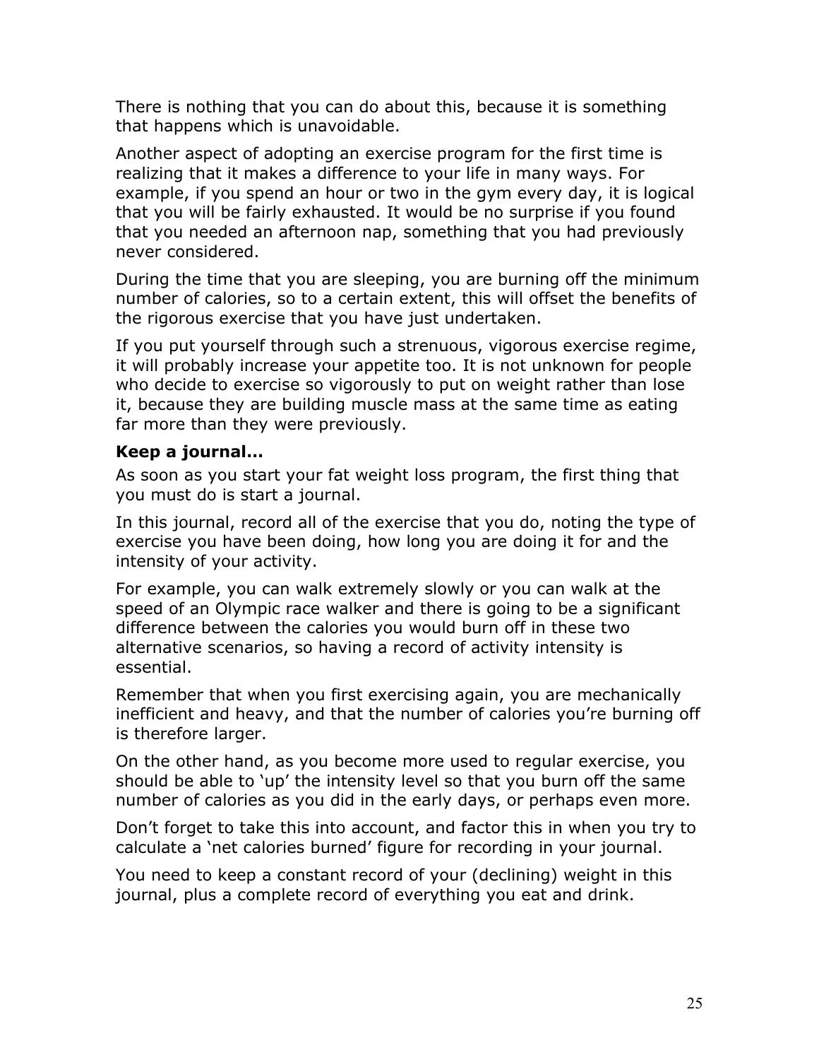There is nothing that you can do about this, because it is something that happens which is unavoidable.

Another aspect of adopting an exercise program for the first time is realizing that it makes a difference to your life in many ways. For example, if you spend an hour or two in the gym every day, it is logical that you will be fairly exhausted. It would be no surprise if you found that you needed an afternoon nap, something that you had previously never considered.

During the time that you are sleeping, you are burning off the minimum number of calories, so to a certain extent, this will offset the benefits of the rigorous exercise that you have just undertaken.

If you put yourself through such a strenuous, vigorous exercise regime, it will probably increase your appetite too. It is not unknown for people who decide to exercise so vigorously to put on weight rather than lose it, because they are building muscle mass at the same time as eating far more than they were previously.

**Keep a journal…**

As soon as you start your fat weight loss program, the first thing that you must do is start a journal.

In this journal, record all of the exercise that you do, noting the type of exercise you have been doing, how long you are doing it for and the intensity of your activity.

For example, you can walk extremely slowly or you can walk at the speed of an Olympic race walker and there is going to be a significant difference between the calories you would burn off in these two alternative scenarios, so having a record of activity intensity is essential.

Remember that when you first exercising again, you are mechanically inefficient and heavy, and that the number of calories you're burning off is therefore larger.

On the other hand, as you become more used to regular exercise, you should be able to 'up' the intensity level so that you burn off the same number of calories as you did in the early days, or perhaps even more.

Don't forget to take this into account, and factor this in when you try to calculate a 'net calories burned' figure for recording in your journal.

You need to keep a constant record of your (declining) weight in this journal, plus a complete record of everything you eat and drink.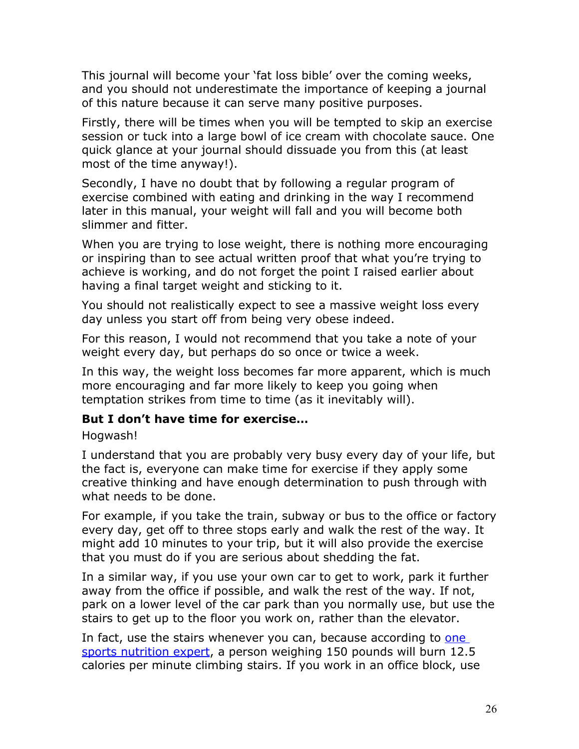This journal will become your 'fat loss bible' over the coming weeks, and you should not underestimate the importance of keeping a journal of this nature because it can serve many positive purposes.

Firstly, there will be times when you will be tempted to skip an exercise session or tuck into a large bowl of ice cream with chocolate sauce. One quick glance at your journal should dissuade you from this (at least most of the time anyway!).

Secondly, I have no doubt that by following a regular program of exercise combined with eating and drinking in the way I recommend later in this manual, your weight will fall and you will become both slimmer and fitter.

When you are trying to lose weight, there is nothing more encouraging or inspiring than to see actual written proof that what you're trying to achieve is working, and do not forget the point I raised earlier about having a final target weight and sticking to it.

You should not realistically expect to see a massive weight loss every day unless you start off from being very obese indeed.

For this reason, I would not recommend that you take a note of your weight every day, but perhaps do so once or twice a week.

In this way, the weight loss becomes far more apparent, which is much more encouraging and far more likely to keep you going when temptation strikes from time to time (as it inevitably will).

**But I don't have time for exercise...**

Hogwash!

I understand that you are probably very busy every day of your life, but the fact is, everyone can make time for exercise if they apply some creative thinking and have enough determination to push through with what needs to be done.

For example, if you take the train, subway or bus to the office or factory every day, get off to three stops early and walk the rest of the way. It might add 10 minutes to your trip, but it will also provide the exercise that you must do if you are serious about shedding the fat.

In a similar way, if you use your own car to get to work, park it further away from the office if possible, and walk the rest of the way. If not, park on a lower level of the car park than you normally use, but use the stairs to get up to the floor you work on, rather than the elevator.

In fact, use the stairs whenever you can, because according to [one sports nutrition expert](), a person weighing 150 pounds will burn 12.5 calories per minute climbing stairs. If you work in an office block, use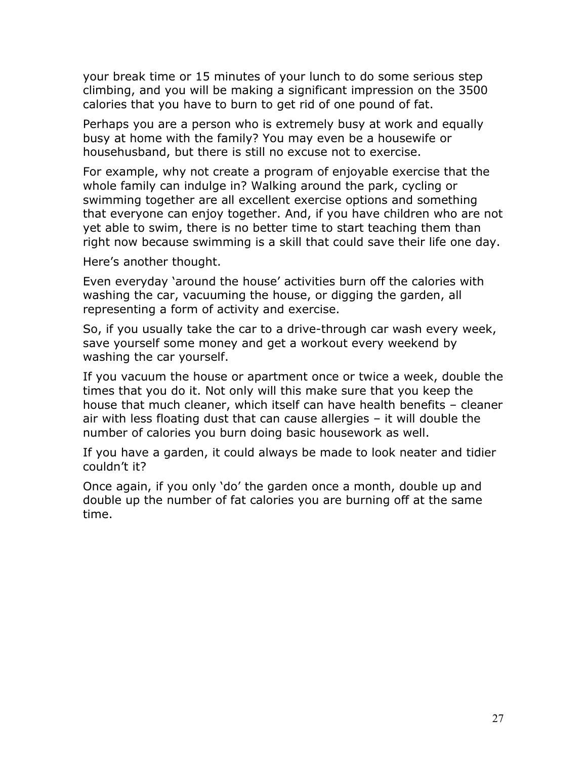your break time or 15 minutes of your lunch to do some serious step climbing, and you will be making a significant impression on the 3500 calories that you have to burn to get rid of one pound of fat.

Perhaps you are a person who is extremely busy at work and equally busy at home with the family? You may even be a housewife or househusband, but there is still no excuse not to exercise.

For example, why not create a program of enjoyable exercise that the whole family can indulge in? Walking around the park, cycling or swimming together are all excellent exercise options and something that everyone can enjoy together. And, if you have children who are not yet able to swim, there is no better time to start teaching them than right now because swimming is a skill that could save their life one day.

Here's another thought.

Even everyday 'around the house' activities burn off the calories with washing the car, vacuuming the house, or digging the garden, all representing a form of activity and exercise.

So, if you usually take the car to a drive-through car wash every week, save yourself some money and get a workout every weekend by washing the car yourself.

If you vacuum the house or apartment once or twice a week, double the times that you do it. Not only will this make sure that you keep the house that much cleaner, which itself can have health benefits – cleaner air with less floating dust that can cause allergies – it will double the number of calories you burn doing basic housework as well.

If you have a garden, it could always be made to look neater and tidier couldn't it?

Once again, if you only 'do' the garden once a month, double up and double up the number of fat calories you are burning off at the same time.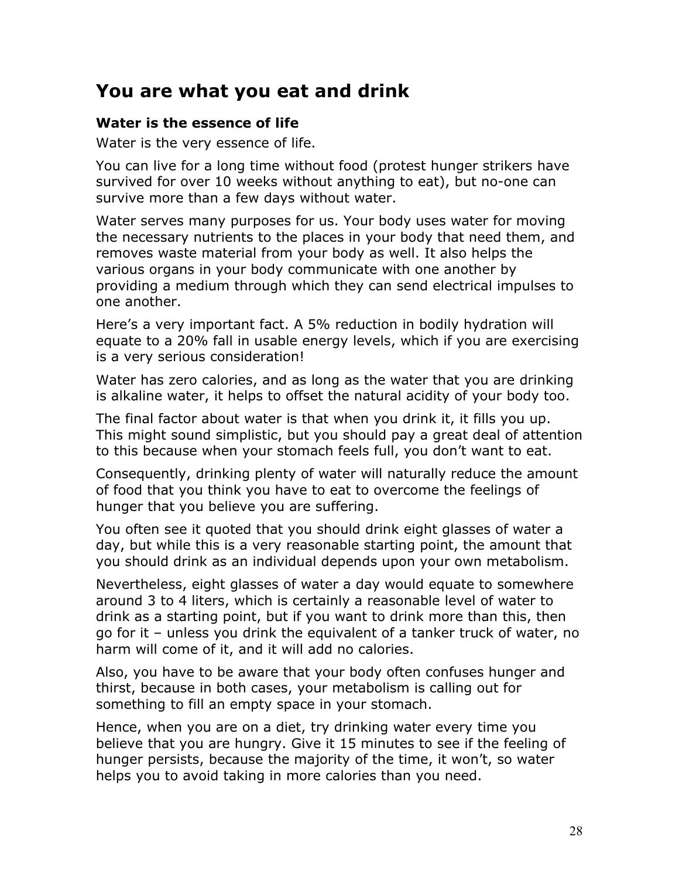# You are what you eat and drink

### Water is the essence of life

Water is the very essence of life.

You can live for a long time without food (protest hunger strikers have survived for over 10 weeks without anything to eat), but no-one can survive more than a few days without water.

Water serves many purposes for us. Your body uses water for moving the necessary nutrients to the places in your body that need them, and removes waste material from your body as well. It also helps the various organs in your body communicate with one another by providing a medium through which they can send electrical impulses to one another.

Here's a very important fact. A 5% reduction in bodily hydration will equate to a 20% fall in usable energy levels, which if you are exercising is a very serious consideration!

Water has zero calories, and as long as the water that you are drinking is alkaline water, it helps to offset the natural acidity of your body too.

The final factor about water is that when you drink it, it fills you up. This might sound simplistic, but you should pay a great deal of attention to this because when your stomach feels full, you don't want to eat.

Consequently, drinking plenty of water will naturally reduce the amount of food that you think you have to eat to overcome the feelings of hunger that you believe you are suffering.

You often see it quoted that you should drink eight glasses of water a day, but while this is a very reasonable starting point, the amount that you should drink as an individual depends upon your own metabolism.

Nevertheless, eight glasses of water a day would equate to somewhere around 3 to 4 liters, which is certainly a reasonable level of water to drink as a starting point, but if you want to drink more than this, then go for it – unless you drink the equivalent of a tanker truck of water, no harm will come of it, and it will add no calories.

Also, you have to be aware that your body often confuses hunger and thirst, because in both cases, your metabolism is calling out for something to fill an empty space in your stomach.

Hence, when you are on a diet, try drinking water every time you believe that you are hungry. Give it 15 minutes to see if the feeling of hunger persists, because the majority of the time, it won't, so water helps you to avoid taking in more calories than you need.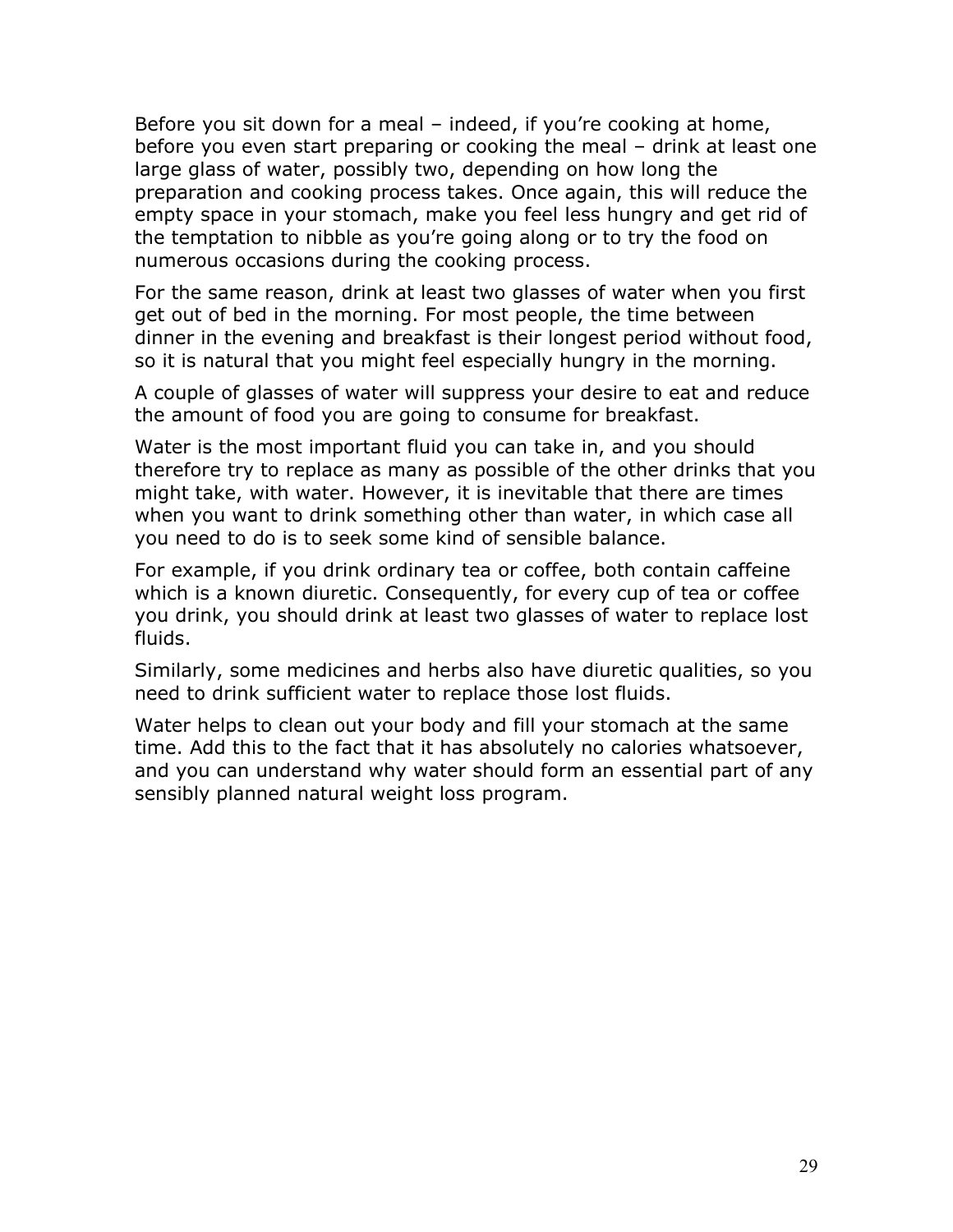Before you sit down for a meal – indeed, if you're cooking at home, before you even start preparing or cooking the meal – drink at least one large glass of water, possibly two, depending on how long the preparation and cooking process takes. Once again, this will reduce the empty space in your stomach, make you feel less hungry and get rid of the temptation to nibble as you're going along or to try the food on numerous occasions during the cooking process.

For the same reason, drink at least two glasses of water when you first get out of bed in the morning. For most people, the time between dinner in the evening and breakfast is their longest period without food, so it is natural that you might feel especially hungry in the morning.

A couple of glasses of water will suppress your desire to eat and reduce the amount of food you are going to consume for breakfast.

Water is the most important fluid you can take in, and you should therefore try to replace as many as possible of the other drinks that you might take, with water. However, it is inevitable that there are times when you want to drink something other than water, in which case all you need to do is to seek some kind of sensible balance.

For example, if you drink ordinary tea or coffee, both contain caffeine which is a known diuretic. Consequently, for every cup of tea or coffee you drink, you should drink at least two glasses of water to replace lost fluids.

Similarly, some medicines and herbs also have diuretic qualities, so you need to drink sufficient water to replace those lost fluids.

Water helps to clean out your body and fill your stomach at the same time. Add this to the fact that it has absolutely no calories whatsoever, and you can understand why water should form an essential part of any sensibly planned natural weight loss program.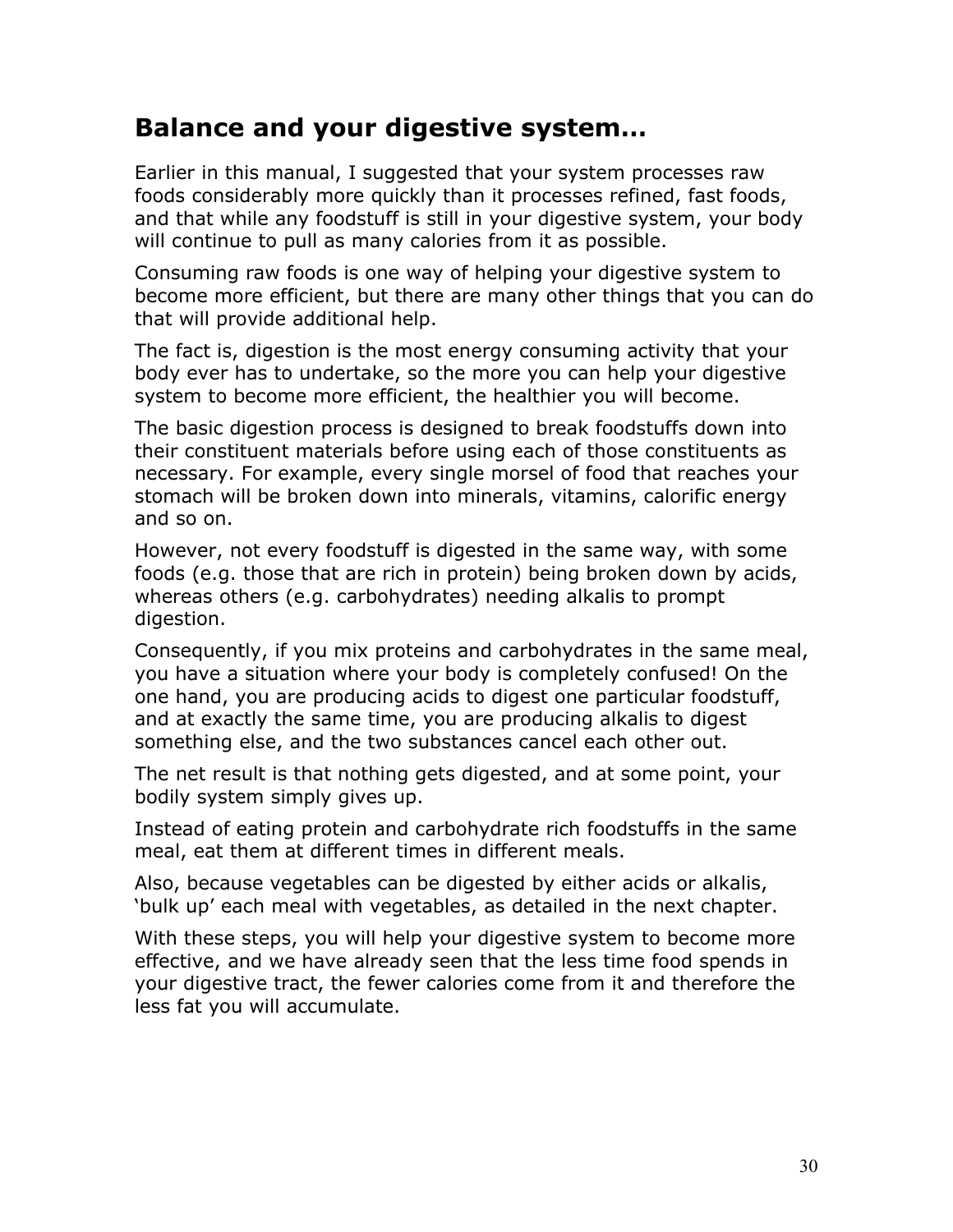## Balance and your digestive system…

Earlier in this manual, I suggested that your system processes raw foods considerably more quickly than it processes refined, fast foods, and that while any foodstuff is still in your digestive system, your body will continue to pull as many calories from it as possible.

Consuming raw foods is one way of helping your digestive system to become more efficient, but there are many other things that you can do that will provide additional help.

The fact is, digestion is the most energy consuming activity that your body ever has to undertake, so the more you can help your digestive system to become more efficient, the healthier you will become.

The basic digestion process is designed to break foodstuffs down into their constituent materials before using each of those constituents as necessary. For example, every single morsel of food that reaches your stomach will be broken down into minerals, vitamins, calorific energy and so on.

However, not every foodstuff is digested in the same way, with some foods (e.g. those that are rich in protein) being broken down by acids, whereas others (e.g. carbohydrates) needing alkalis to prompt digestion.

Consequently, if you mix proteins and carbohydrates in the same meal, you have a situation where your body is completely confused! On the one hand, you are producing acids to digest one particular foodstuff, and at exactly the same time, you are producing alkalis to digest something else, and the two substances cancel each other out.

The net result is that nothing gets digested, and at some point, your bodily system simply gives up.

Instead of eating protein and carbohydrate rich foodstuffs in the same meal, eat them at different times in different meals.

Also, because vegetables can be digested by either acids or alkalis, 'bulk up' each meal with vegetables, as detailed in the next chapter.

With these steps, you will help your digestive system to become more effective, and we have already seen that the less time food spends in your digestive tract, the fewer calories come from it and therefore the less fat you will accumulate.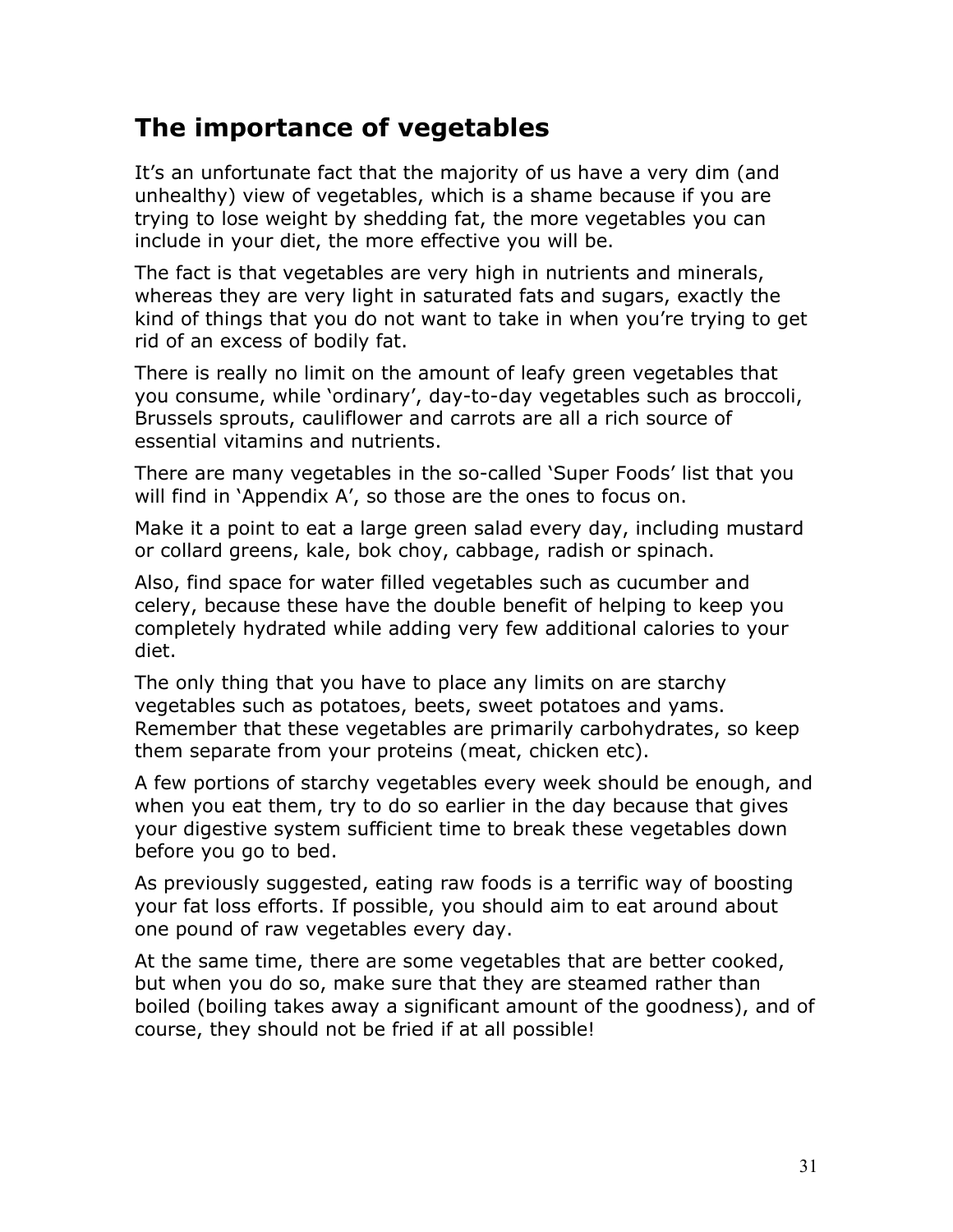## The importance of vegetables

It's an unfortunate fact that the majority of us have a very dim (and unhealthy) view of vegetables, which is a shame because if you are trying to lose weight by shedding fat, the more vegetables you can include in your diet, the more effective you will be.

The fact is that vegetables are very high in nutrients and minerals, whereas they are very light in saturated fats and sugars, exactly the kind of things that you do not want to take in when you're trying to get rid of an excess of bodily fat.

There is really no limit on the amount of leafy green vegetables that you consume, while 'ordinary', day-to-day vegetables such as broccoli, Brussels sprouts, cauliflower and carrots are all a rich source of essential vitamins and nutrients.

There are many vegetables in the so-called 'Super Foods' list that you will find in 'Appendix A', so those are the ones to focus on.

Make it a point to eat a large green salad every day, including mustard or collard greens, kale, bok choy, cabbage, radish or spinach.

Also, find space for water filled vegetables such as cucumber and celery, because these have the double benefit of helping to keep you completely hydrated while adding very few additional calories to your diet.

The only thing that you have to place any limits on are starchy vegetables such as potatoes, beets, sweet potatoes and yams. Remember that these vegetables are primarily carbohydrates, so keep them separate from your proteins (meat, chicken etc).

A few portions of starchy vegetables every week should be enough, and when you eat them, try to do so earlier in the day because that gives your digestive system sufficient time to break these vegetables down before you go to bed.

As previously suggested, eating raw foods is a terrific way of boosting your fat loss efforts. If possible, you should aim to eat around about one pound of raw vegetables every day.

At the same time, there are some vegetables that are better cooked, but when you do so, make sure that they are steamed rather than boiled (boiling takes away a significant amount of the goodness), and of course, they should not be fried if at all possible!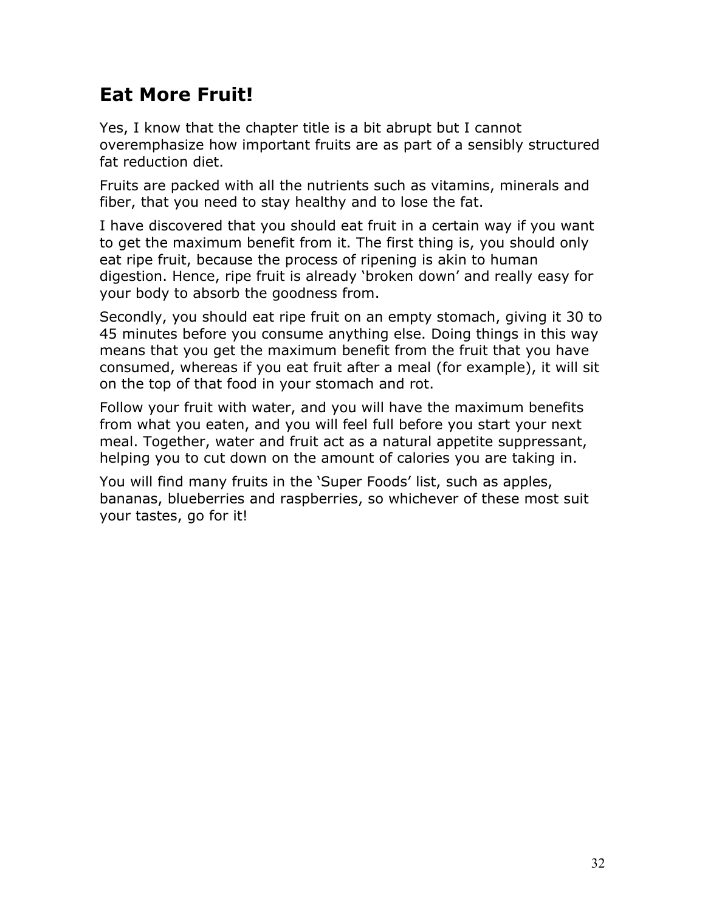## Eat More Fruit!

Yes, I know that the chapter title is a bit abrupt but I cannot overemphasize how important fruits are as part of a sensibly structured fat reduction diet.

Fruits are packed with all the nutrients such as vitamins, minerals and fiber, that you need to stay healthy and to lose the fat.

I have discovered that you should eat fruit in a certain way if you want to get the maximum benefit from it. The first thing is, you should only eat ripe fruit, because the process of ripening is akin to human digestion. Hence, ripe fruit is already 'broken down' and really easy for your body to absorb the goodness from.

Secondly, you should eat ripe fruit on an empty stomach, giving it 30 to 45 minutes before you consume anything else. Doing things in this way means that you get the maximum benefit from the fruit that you have consumed, whereas if you eat fruit after a meal (for example), it will sit on the top of that food in your stomach and rot.

Follow your fruit with water, and you will have the maximum benefits from what you eaten, and you will feel full before you start your next meal. Together, water and fruit act as a natural appetite suppressant, helping you to cut down on the amount of calories you are taking in.

You will find many fruits in the 'Super Foods' list, such as apples, bananas, blueberries and raspberries, so whichever of these most suit your tastes, go for it!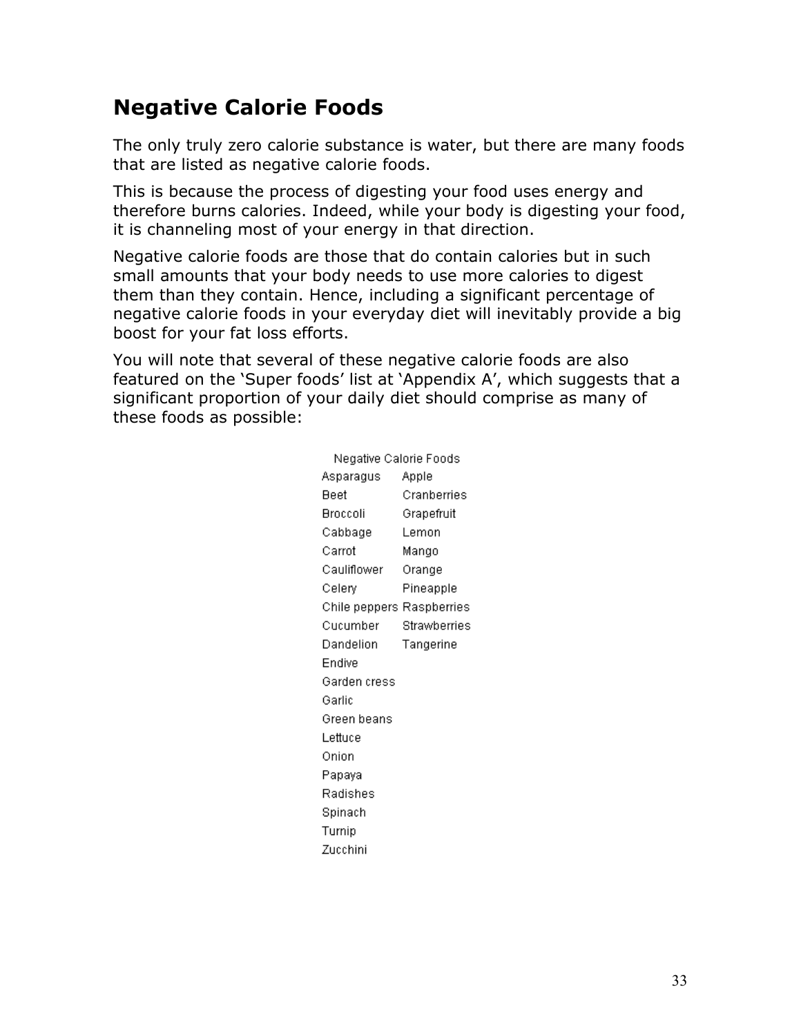# Negative Calorie Foods

The only truly zero calorie substance is water, but there are many foods that are listed as negative calorie foods.

This is because the process of digesting your food uses energy and therefore burns calories. Indeed, while your body is digesting your food, it is channeling most of your energy in that direction.

Negative calorie foods are those that do contain calories but in such small amounts that your body needs to use more calories to digest them than they contain. Hence, including a significant percentage of negative calorie foods in your everyday diet will inevitably provide a big boost for your fat loss efforts.

You will note that several of these negative calorie foods are also featured on the 'Super foods' list at 'Appendix A', which suggests that a significant proportion of your daily diet should comprise as many of these foods as possible:

| Negative Calorie Foods | |
|---|---|
| Asparagus | Apple |
| Beet | Cranberries |
| Broccoli | Grapefruit |
| Cabbage | Lemon |
| Carrot | Mango |
| Cauliflower | Orange |
| Celery | Pineapple |
| Chile peppers | Raspberries |
| Cucumber | Strawberries |
| Dandelion | Tangerine |
| Endive | |
| Garden cress | |
| Garlic | |
| Green beans | |
| Lettuce | |
| Onion | |
| Papaya | |
| Radishes | |
| Spinach | |
| Turnip | |
| Zucchini | |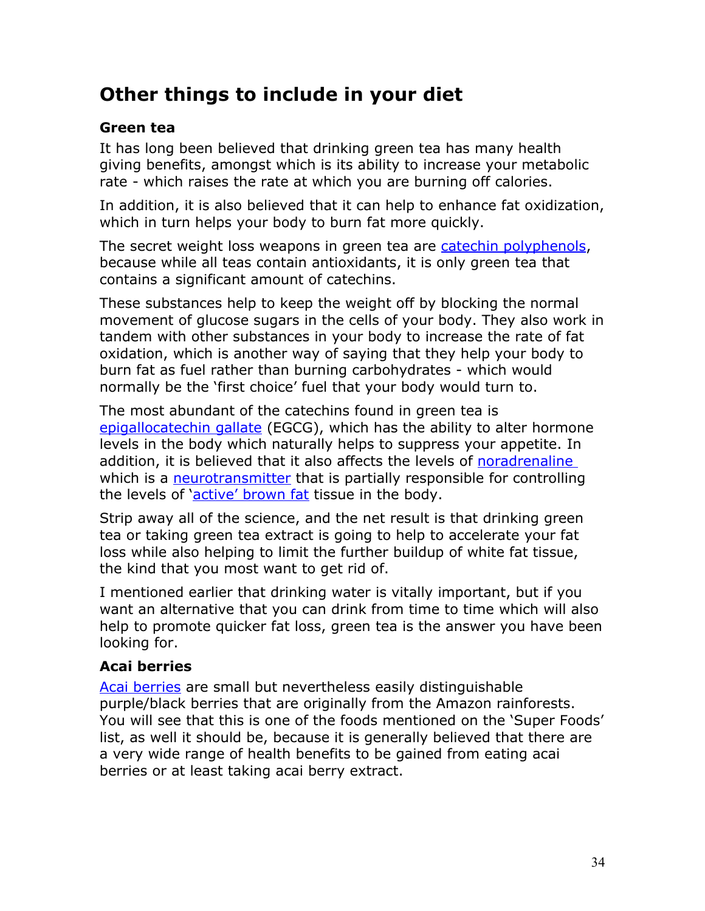## Other things to include in your diet

### Green tea

It has long been believed that drinking green tea has many health giving benefits, amongst which is its ability to increase your metabolic rate - which raises the rate at which you are burning off calories.

In addition, it is also believed that it can help to enhance fat oxidization, which in turn helps your body to burn fat more quickly.

The secret weight loss weapons in green tea are catechin polyphenols, because while all teas contain antioxidants, it is only green tea that contains a significant amount of catechins.

These substances help to keep the weight off by blocking the normal movement of glucose sugars in the cells of your body. They also work in tandem with other substances in your body to increase the rate of fat oxidation, which is another way of saying that they help your body to burn fat as fuel rather than burning carbohydrates - which would normally be the 'first choice' fuel that your body would turn to.

The most abundant of the catechins found in green tea is epigallocatechin gallate (EGCG), which has the ability to alter hormone levels in the body which naturally helps to suppress your appetite. In addition, it is believed that it also affects the levels of noradrenaline which is a neurotransmitter that is partially responsible for controlling the levels of 'active' brown fat tissue in the body.

Strip away all of the science, and the net result is that drinking green tea or taking green tea extract is going to help to accelerate your fat loss while also helping to limit the further buildup of white fat tissue, the kind that you most want to get rid of.

I mentioned earlier that drinking water is vitally important, but if you want an alternative that you can drink from time to time which will also help to promote quicker fat loss, green tea is the answer you have been looking for.

### Acai berries

Acai berries are small but nevertheless easily distinguishable purple/black berries that are originally from the Amazon rainforests. You will see that this is one of the foods mentioned on the 'Super Foods' list, as well it should be, because it is generally believed that there are a very wide range of health benefits to be gained from eating acai berries or at least taking acai berry extract.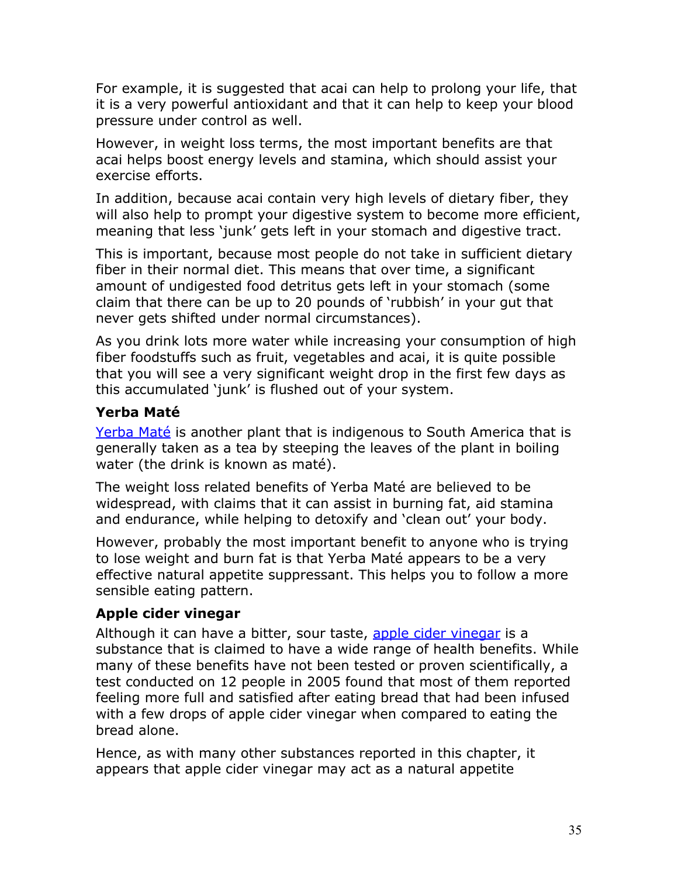For example, it is suggested that acai can help to prolong your life, that it is a very powerful antioxidant and that it can help to keep your blood pressure under control as well.

However, in weight loss terms, the most important benefits are that acai helps boost energy levels and stamina, which should assist your exercise efforts.

In addition, because acai contain very high levels of dietary fiber, they will also help to prompt your digestive system to become more efficient, meaning that less 'junk' gets left in your stomach and digestive tract.

This is important, because most people do not take in sufficient dietary fiber in their normal diet. This means that over time, a significant amount of undigested food detritus gets left in your stomach (some claim that there can be up to 20 pounds of 'rubbish' in your gut that never gets shifted under normal circumstances).

As you drink lots more water while increasing your consumption of high fiber foodstuffs such as fruit, vegetables and acai, it is quite possible that you will see a very significant weight drop in the first few days as this accumulated 'junk' is flushed out of your system.

### Yerba Maté

Yerba Maté is another plant that is indigenous to South America that is generally taken as a tea by steeping the leaves of the plant in boiling water (the drink is known as maté).

The weight loss related benefits of Yerba Maté are believed to be widespread, with claims that it can assist in burning fat, aid stamina and endurance, while helping to detoxify and 'clean out' your body.

However, probably the most important benefit to anyone who is trying to lose weight and burn fat is that Yerba Maté appears to be a very effective natural appetite suppressant. This helps you to follow a more sensible eating pattern.

### Apple cider vinegar

Although it can have a bitter, sour taste, apple cider vinegar is a substance that is claimed to have a wide range of health benefits. While many of these benefits have not been tested or proven scientifically, a test conducted on 12 people in 2005 found that most of them reported feeling more full and satisfied after eating bread that had been infused with a few drops of apple cider vinegar when compared to eating the bread alone.

Hence, as with many other substances reported in this chapter, it appears that apple cider vinegar may act as a natural appetite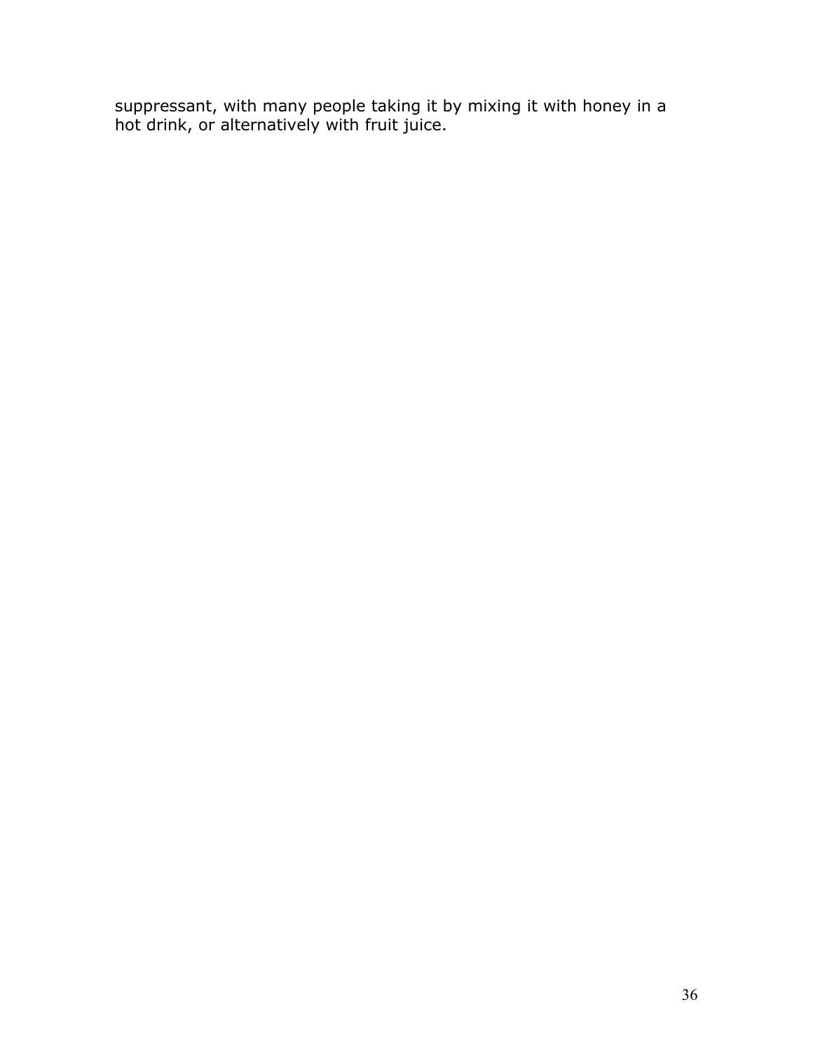suppressant, with many people taking it by mixing it with honey in a hot drink, or alternatively with fruit juice.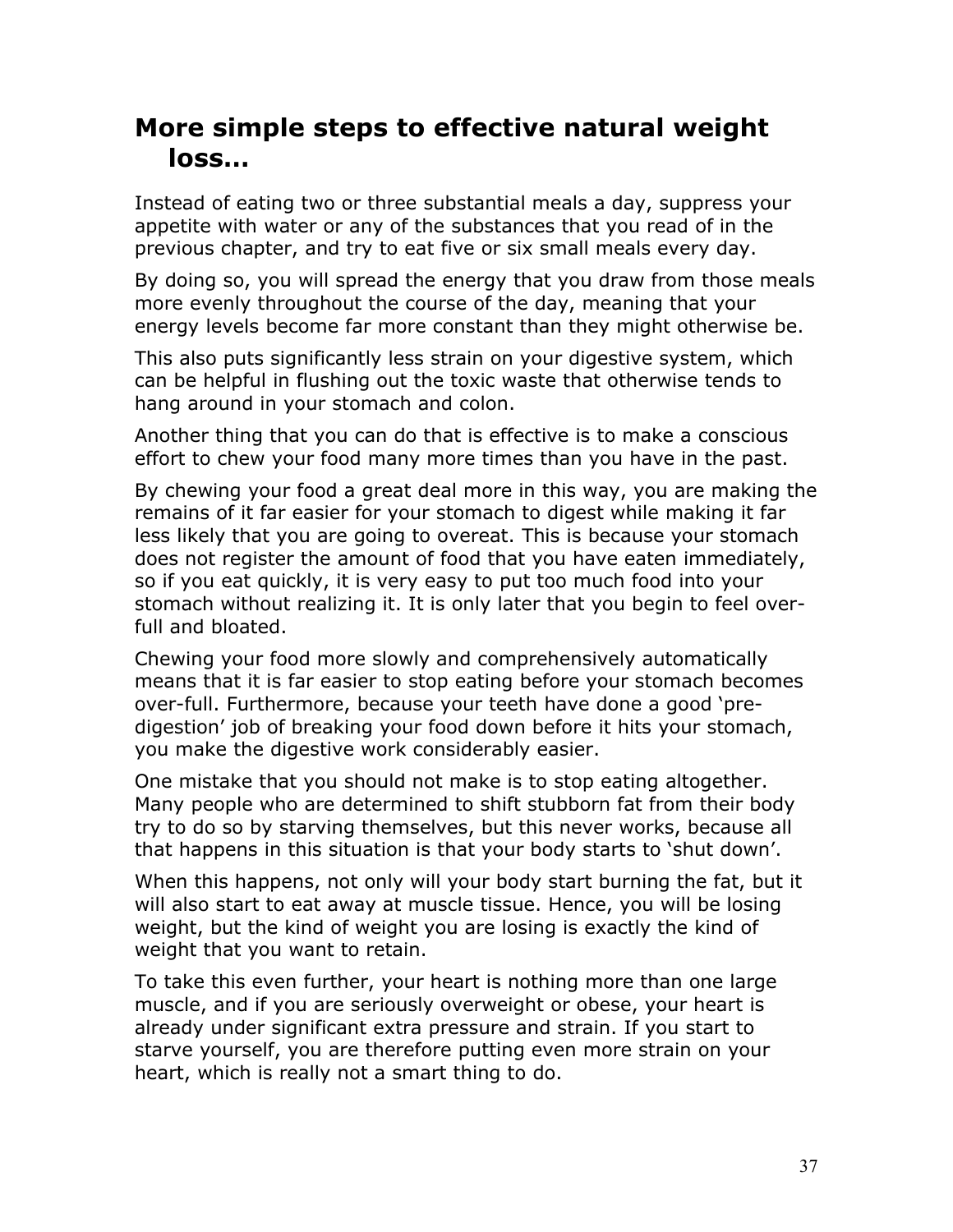## More simple steps to effective natural weight loss…

Instead of eating two or three substantial meals a day, suppress your appetite with water or any of the substances that you read of in the previous chapter, and try to eat five or six small meals every day.

By doing so, you will spread the energy that you draw from those meals more evenly throughout the course of the day, meaning that your energy levels become far more constant than they might otherwise be.

This also puts significantly less strain on your digestive system, which can be helpful in flushing out the toxic waste that otherwise tends to hang around in your stomach and colon.

Another thing that you can do that is effective is to make a conscious effort to chew your food many more times than you have in the past.

By chewing your food a great deal more in this way, you are making the remains of it far easier for your stomach to digest while making it far less likely that you are going to overeat. This is because your stomach does not register the amount of food that you have eaten immediately, so if you eat quickly, it is very easy to put too much food into your stomach without realizing it. It is only later that you begin to feel over-full and bloated.

Chewing your food more slowly and comprehensively automatically means that it is far easier to stop eating before your stomach becomes over-full. Furthermore, because your teeth have done a good 'pre-digestion' job of breaking your food down before it hits your stomach, you make the digestive work considerably easier.

One mistake that you should not make is to stop eating altogether. Many people who are determined to shift stubborn fat from their body try to do so by starving themselves, but this never works, because all that happens in this situation is that your body starts to 'shut down'.

When this happens, not only will your body start burning the fat, but it will also start to eat away at muscle tissue. Hence, you will be losing weight, but the kind of weight you are losing is exactly the kind of weight that you want to retain.

To take this even further, your heart is nothing more than one large muscle, and if you are seriously overweight or obese, your heart is already under significant extra pressure and strain. If you start to starve yourself, you are therefore putting even more strain on your heart, which is really not a smart thing to do.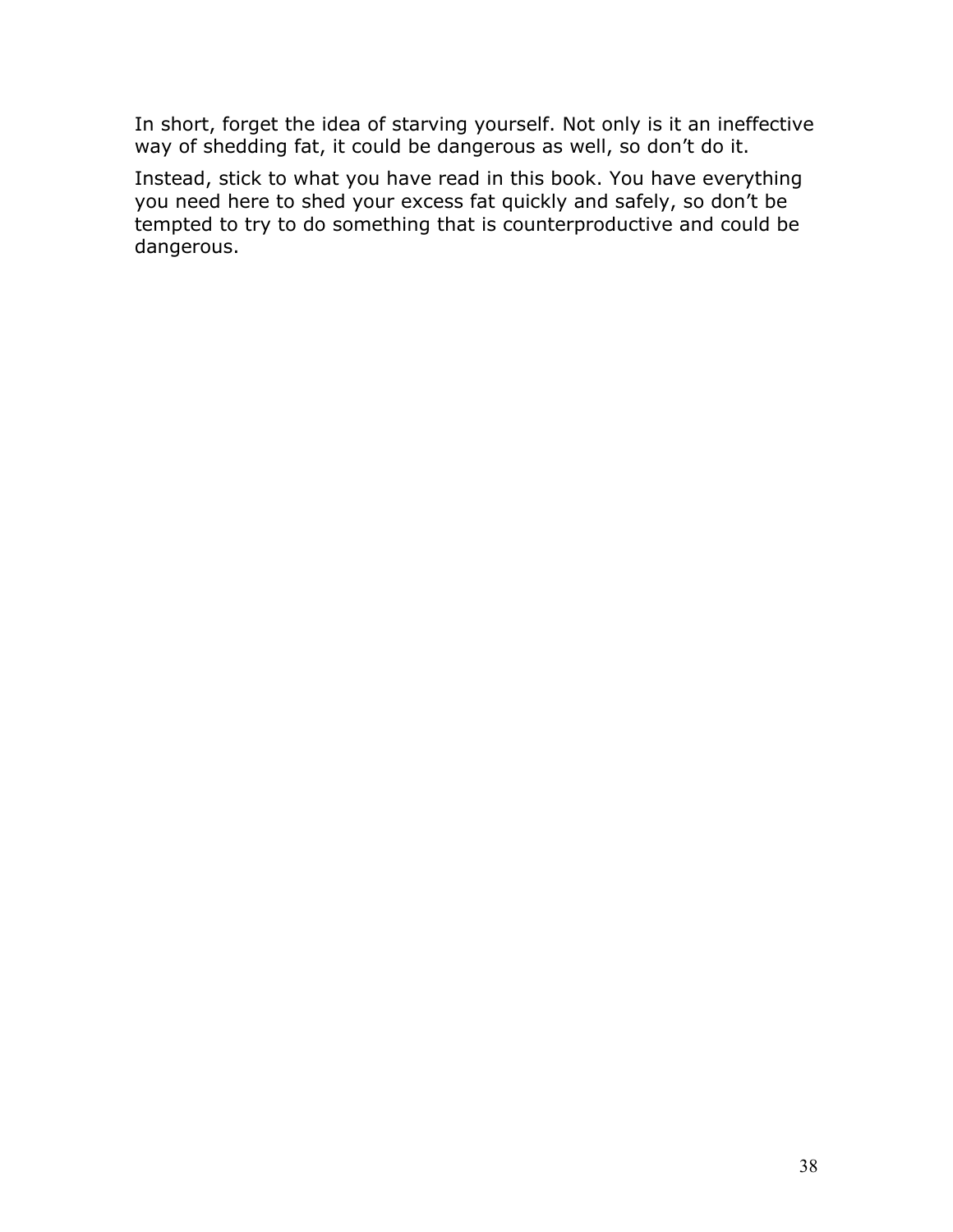In short, forget the idea of starving yourself. Not only is it an ineffective way of shedding fat, it could be dangerous as well, so don’t do it.

Instead, stick to what you have read in this book. You have everything you need here to shed your excess fat quickly and safely, so don’t be tempted to try to do something that is counterproductive and could be dangerous.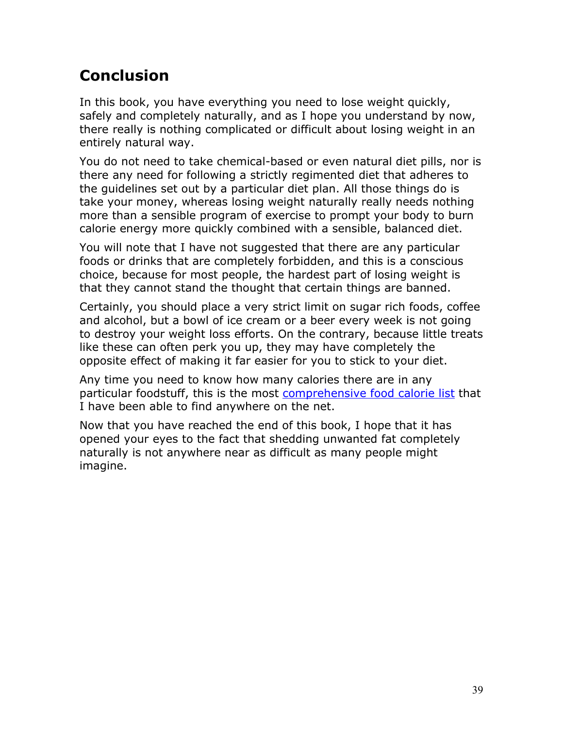## Conclusion

In this book, you have everything you need to lose weight quickly, safely and completely naturally, and as I hope you understand by now, there really is nothing complicated or difficult about losing weight in an entirely natural way.

You do not need to take chemical-based or even natural diet pills, nor is there any need for following a strictly regimented diet that adheres to the guidelines set out by a particular diet plan. All those things do is take your money, whereas losing weight naturally really needs nothing more than a sensible program of exercise to prompt your body to burn calorie energy more quickly combined with a sensible, balanced diet.

You will note that I have not suggested that there are any particular foods or drinks that are completely forbidden, and this is a conscious choice, because for most people, the hardest part of losing weight is that they cannot stand the thought that certain things are banned.

Certainly, you should place a very strict limit on sugar rich foods, coffee and alcohol, but a bowl of ice cream or a beer every week is not going to destroy your weight loss efforts. On the contrary, because little treats like these can often perk you up, they may have completely the opposite effect of making it far easier for you to stick to your diet.

Any time you need to know how many calories there are in any particular foodstuff, this is the most comprehensive food calorie list that I have been able to find anywhere on the net.

Now that you have reached the end of this book, I hope that it has opened your eyes to the fact that shedding unwanted fat completely naturally is not anywhere near as difficult as many people might imagine.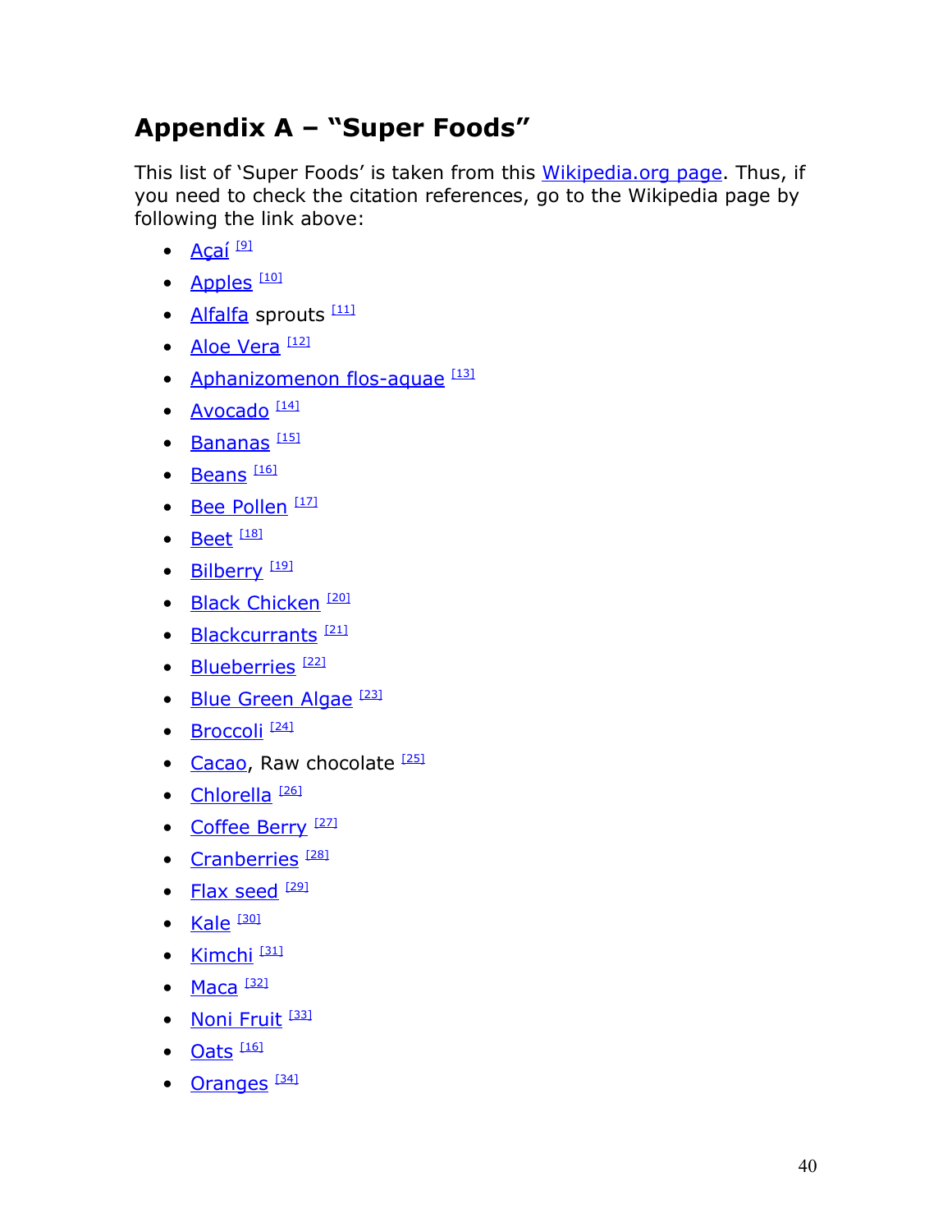## Appendix A – "Super Foods"

This list of 'Super Foods' is taken from this Wikipedia.org page. Thus, if you need to check the citation references, go to the Wikipedia page by following the link above:

- Açaí [9]
- Apples [10]
- Alfalfa sprouts [11]
- Aloe Vera [12]
- Aphanizomenon flos-aquae [13]
- Avocado [14]
- Bananas [15]
- Beans [16]
- Bee Pollen [17]
- Beet [18]
- Bilberry [19]
- Black Chicken [20]
- Blackcurrants [21]
- Blueberries [22]
- Blue Green Algae [23]
- Broccoli [24]
- Cacao, Raw chocolate [25]
- Chlorella [26]
- Coffee Berry [27]
- Cranberries [28]
- Flax seed [29]
- Kale [30]
- Kimchi [31]
- Maca [32]
- Noni Fruit [33]
- Oats [16]
- Oranges [34]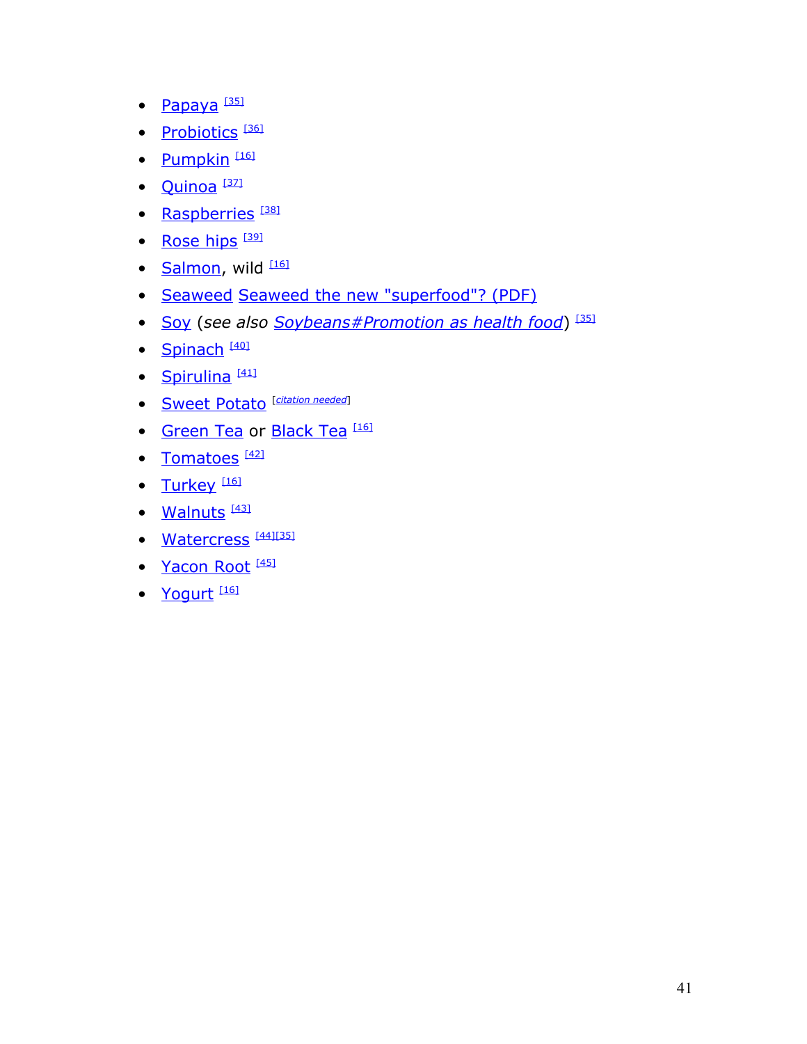- Papaya [35]
- Probiotics [36]
- Pumpkin [16]
- Quinoa [37]
- Raspberries [38]
- Rose hips [39]
- Salmon, wild [16]
- Seaweed Seaweed the new "superfood"? (PDF)
- Soy (*see also* *Soybeans#Promotion as health food*) [35]
- Spinach [40]
- Spirulina [41]
- Sweet Potato [*citation needed*]
- Green Tea or Black Tea [16]
- Tomatoes [42]
- Turkey [16]
- Walnuts [43]
- Watercress [44][35]
- Yacon Root [45]
- Yogurt [16]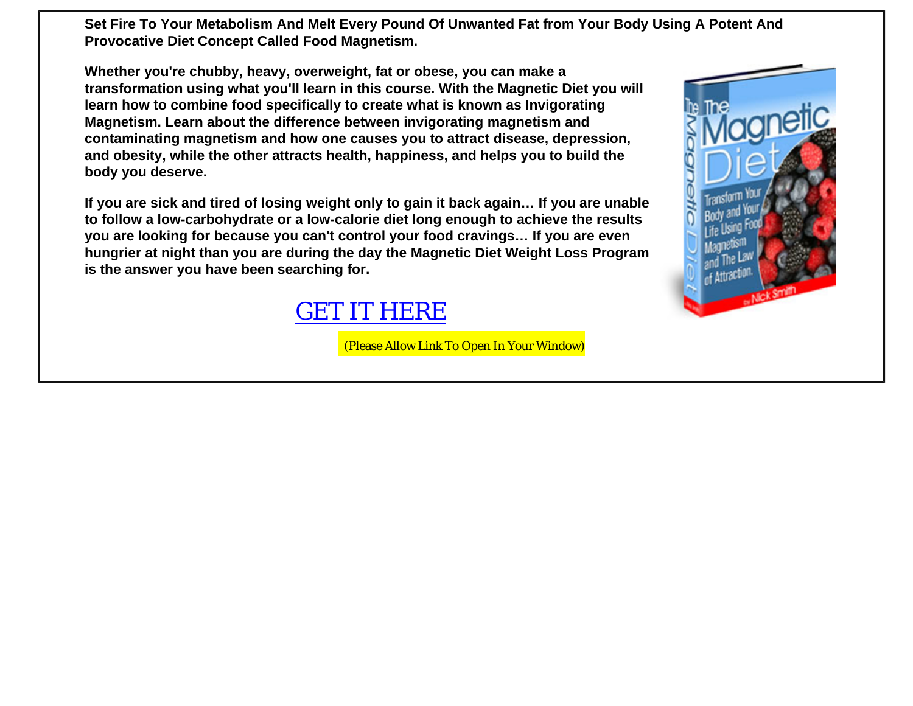**Set Fire To Your Metabolism And Melt Every Pound Of Unwanted Fat from Your Body Using A Potent And Provocative Diet Concept Called Food Magnetism.**

**Whether you're chubby, heavy, overweight, fat or obese, you can make a transformation using what you'll learn in this course. With the Magnetic Diet you will learn how to combine food specifically to create what is known as Invigorating Magnetism. Learn about the difference between invigorating magnetism and contaminating magnetism and how one causes you to attract disease, depression, and obesity, while the other attracts health, happiness, and helps you to build the body you deserve.**

**If you are sick and tired of losing weight only to gain it back again… If you are unable to follow a low-carbohydrate or a low-calorie diet long enough to achieve the results you are looking for because you can't control your food cravings… If you are even hungrier at night than you are during the day the Magnetic Diet Weight Loss Program is the answer you have been searching for.**

GET IT HERE

(Please Allow Link To Open In Your Window)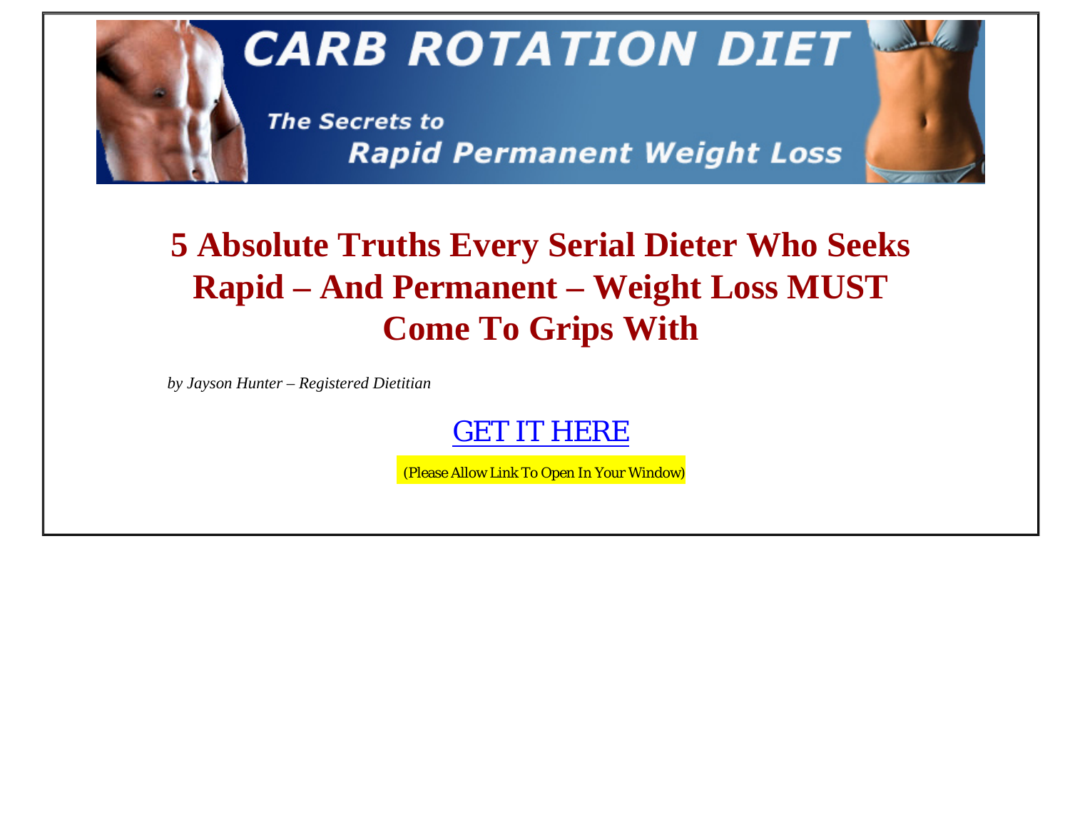CARB ROTATION DIET

The Secrets to Rapid Permanent Weight Loss

# 5 Absolute Truths Every Serial Dieter Who Seeks Rapid – And Permanent – Weight Loss MUST Come To Grips With

*by Jayson Hunter – Registered Dietitian*

GET IT HERE

(Please Allow Link To Open In Your Window)